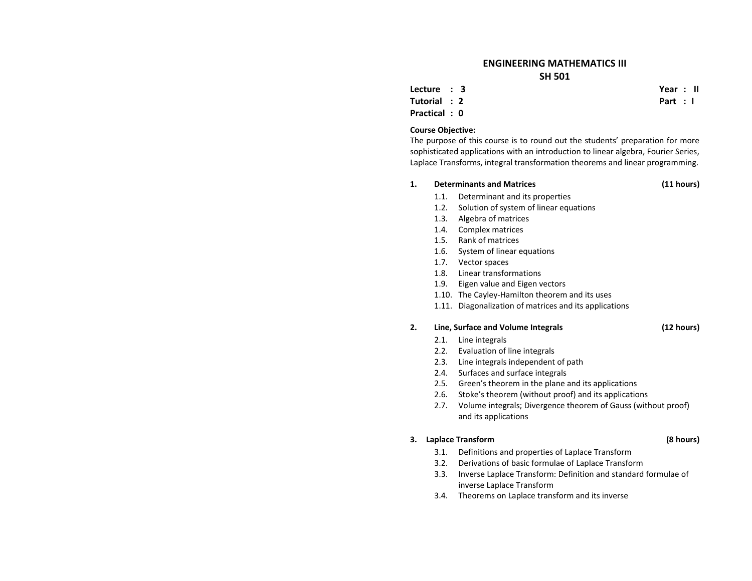# ENGINEERING MATHEMATICS III
## SH 501

**Lecture : 3** | **Year : II**
**Tutorial : 2** | **Part : I**
**Practical : 0**

**Course Objective:**

The purpose of this course is to round out the students' preparation for more sophisticated applications with an introduction to linear algebra, Fourier Series, Laplace Transforms, integral transformation theorems and linear programming.

**1. Determinants and Matrices (11 hours)**

- 1.1. Determinant and its properties
- 1.2. Solution of system of linear equations
- 1.3. Algebra of matrices
- 1.4. Complex matrices
- 1.5. Rank of matrices
- 1.6. System of linear equations
- 1.7. Vector spaces
- 1.8. Linear transformations
- 1.9. Eigen value and Eigen vectors
- 1.10. The Cayley-Hamilton theorem and its uses
- 1.11. Diagonalization of matrices and its applications

**2. Line, Surface and Volume Integrals (12 hours)**

- 2.1. Line integrals
- 2.2. Evaluation of line integrals
- 2.3. Line integrals independent of path
- 2.4. Surfaces and surface integrals
- 2.5. Green's theorem in the plane and its applications
- 2.6. Stoke's theorem (without proof) and its applications
- 2.7. Volume integrals; Divergence theorem of Gauss (without proof) and its applications

**3. Laplace Transform (8 hours)**

- 3.1. Definitions and properties of Laplace Transform
- 3.2. Derivations of basic formulae of Laplace Transform
- 3.3. Inverse Laplace Transform: Definition and standard formulae of inverse Laplace Transform
- 3.4. Theorems on Laplace transform and its inverse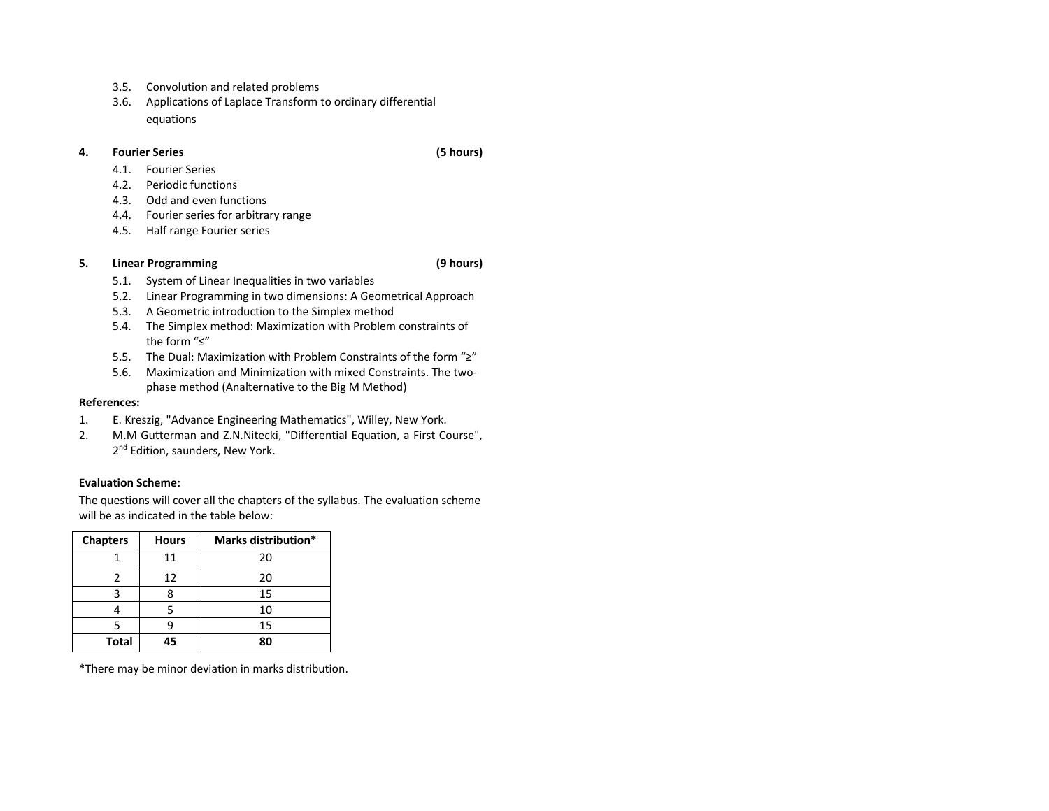3.5. Convolution and related problems

3.6. Applications of Laplace Transform to ordinary differential equations

**4. Fourier Series (5 hours)**

4.1. Fourier Series

4.2. Periodic functions

4.3. Odd and even functions

4.4. Fourier series for arbitrary range

4.5. Half range Fourier series

**5. Linear Programming (9 hours)**

5.1. System of Linear Inequalities in two variables

5.2. Linear Programming in two dimensions: A Geometrical Approach

5.3. A Geometric introduction to the Simplex method

5.4. The Simplex method: Maximization with Problem constraints of the form "≤"

5.5. The Dual: Maximization with Problem Constraints of the form "≥"

5.6. Maximization and Minimization with mixed Constraints. The two-phase method (Analternative to the Big M Method)

**References:**

1. E. Kreszig, "Advance Engineering Mathematics", Willey, New York.
2. M.M Gutterman and Z.N.Nitecki, "Differential Equation, a First Course", 2nd Edition, saunders, New York.

**Evaluation Scheme:**

The questions will cover all the chapters of the syllabus. The evaluation scheme will be as indicated in the table below:

| Chapters | Hours | Marks distribution* |
|---|---|---|
| 1 | 11 | 20 |
| 2 | 12 | 20 |
| 3 | 8 | 15 |
| 4 | 5 | 10 |
| 5 | 9 | 15 |
| **Total** | **45** | **80** |

*There may be minor deviation in marks distribution.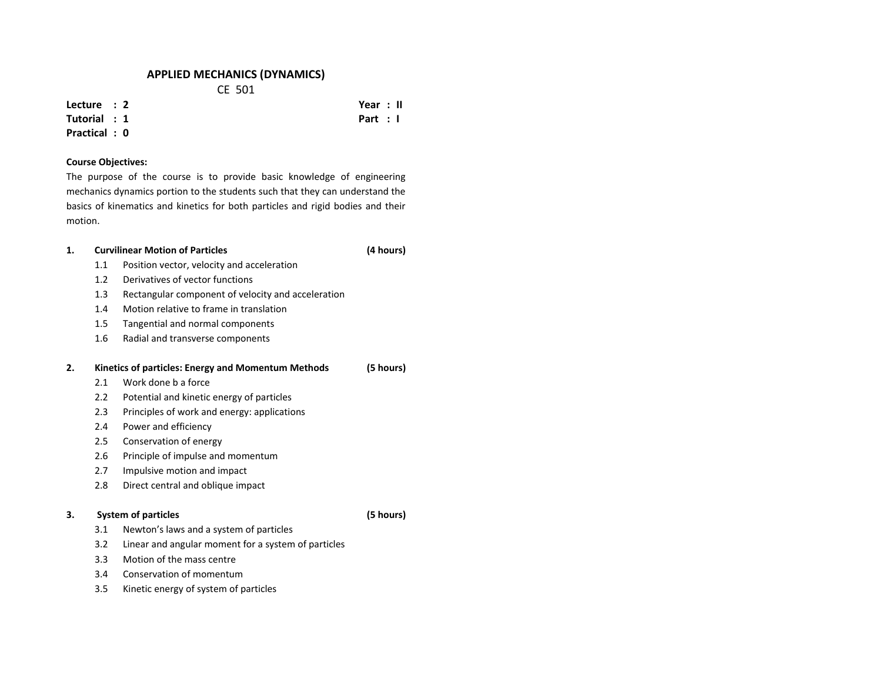# APPLIED MECHANICS (DYNAMICS)

CE 501

**Lecture : 2**  
**Tutorial : 1**  
**Practical : 0**

**Year : II**  
**Part : I**

**Course Objectives:**

The purpose of the course is to provide basic knowledge of engineering mechanics dynamics portion to the students such that they can understand the basics of kinematics and kinetics for both particles and rigid bodies and their motion.

**1. Curvilinear Motion of Particles (4 hours)**

- 1.1 Position vector, velocity and acceleration
- 1.2 Derivatives of vector functions
- 1.3 Rectangular component of velocity and acceleration
- 1.4 Motion relative to frame in translation
- 1.5 Tangential and normal components
- 1.6 Radial and transverse components

**2. Kinetics of particles: Energy and Momentum Methods (5 hours)**

- 2.1 Work done b a force
- 2.2 Potential and kinetic energy of particles
- 2.3 Principles of work and energy: applications
- 2.4 Power and efficiency
- 2.5 Conservation of energy
- 2.6 Principle of impulse and momentum
- 2.7 Impulsive motion and impact
- 2.8 Direct central and oblique impact

**3. System of particles (5 hours)**

- 3.1 Newton's laws and a system of particles
- 3.2 Linear and angular moment for a system of particles
- 3.3 Motion of the mass centre
- 3.4 Conservation of momentum
- 3.5 Kinetic energy of system of particles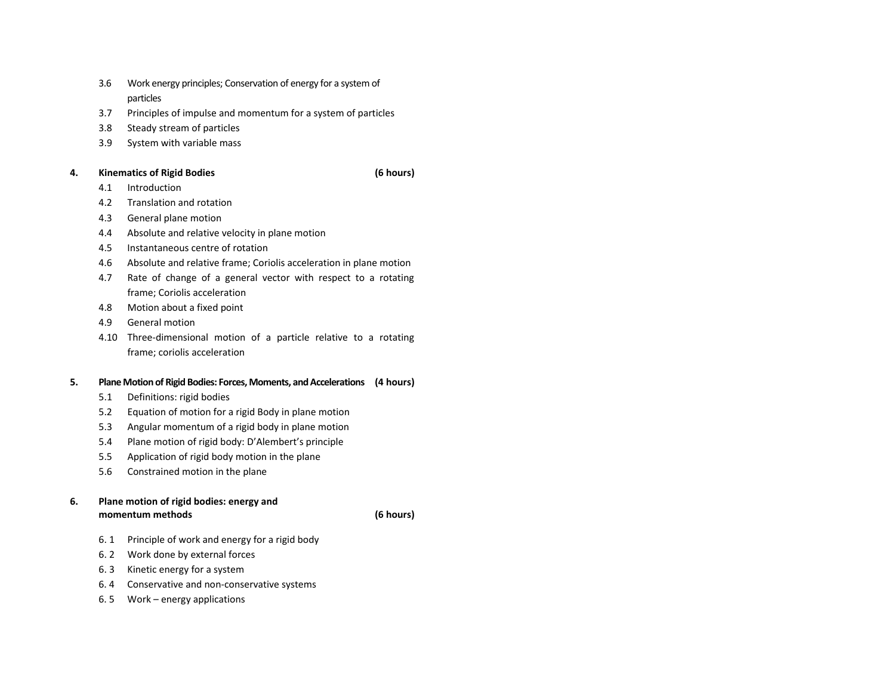3.6 Work energy principles; Conservation of energy for a system of particles
3.7 Principles of impulse and momentum for a system of particles
3.8 Steady stream of particles
3.9 System with variable mass

**4. Kinematics of Rigid Bodies (6 hours)**

4.1 Introduction
4.2 Translation and rotation
4.3 General plane motion
4.4 Absolute and relative velocity in plane motion
4.5 Instantaneous centre of rotation
4.6 Absolute and relative frame; Coriolis acceleration in plane motion
4.7 Rate of change of a general vector with respect to a rotating frame; Coriolis acceleration
4.8 Motion about a fixed point
4.9 General motion
4.10 Three-dimensional motion of a particle relative to a rotating frame; coriolis acceleration

**5. Plane Motion of Rigid Bodies: Forces, Moments, and Accelerations (4 hours)**

5.1 Definitions: rigid bodies
5.2 Equation of motion for a rigid Body in plane motion
5.3 Angular momentum of a rigid body in plane motion
5.4 Plane motion of rigid body: D'Alembert's principle
5.5 Application of rigid body motion in the plane
5.6 Constrained motion in the plane

**6. Plane motion of rigid bodies: energy and momentum methods (6 hours)**

6.1 Principle of work and energy for a rigid body
6.2 Work done by external forces
6.3 Kinetic energy for a system
6.4 Conservative and non-conservative systems
6.5 Work – energy applications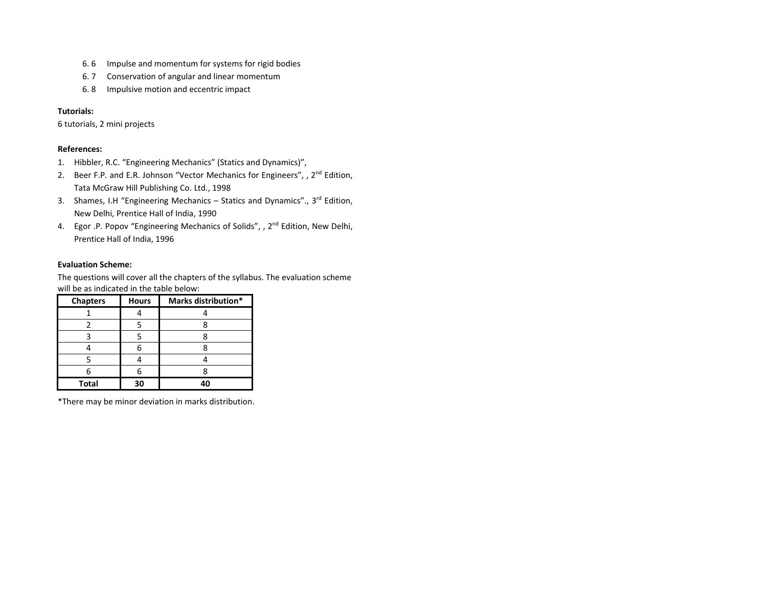6. 6 Impulse and momentum for systems for rigid bodies
6. 7 Conservation of angular and linear momentum
6. 8 Impulsive motion and eccentric impact

**Tutorials:**

6 tutorials, 2 mini projects

**References:**

1. Hibbler, R.C. "Engineering Mechanics" (Statics and Dynamics)",
2. Beer F.P. and E.R. Johnson "Vector Mechanics for Engineers", , 2nd Edition, Tata McGraw Hill Publishing Co. Ltd., 1998
3. Shames, I.H "Engineering Mechanics – Statics and Dynamics"., 3rd Edition, New Delhi, Prentice Hall of India, 1990
4. Egor .P. Popov "Engineering Mechanics of Solids", , 2nd Edition, New Delhi, Prentice Hall of India, 1996

**Evaluation Scheme:**

The questions will cover all the chapters of the syllabus. The evaluation scheme will be as indicated in the table below:

| Chapters | Hours | Marks distribution* |
|---|---|---|
| 1 | 4 | 4 |
| 2 | 5 | 8 |
| 3 | 5 | 8 |
| 4 | 6 | 8 |
| 5 | 4 | 4 |
| 6 | 6 | 8 |
| **Total** | **30** | **40** |

*There may be minor deviation in marks distribution.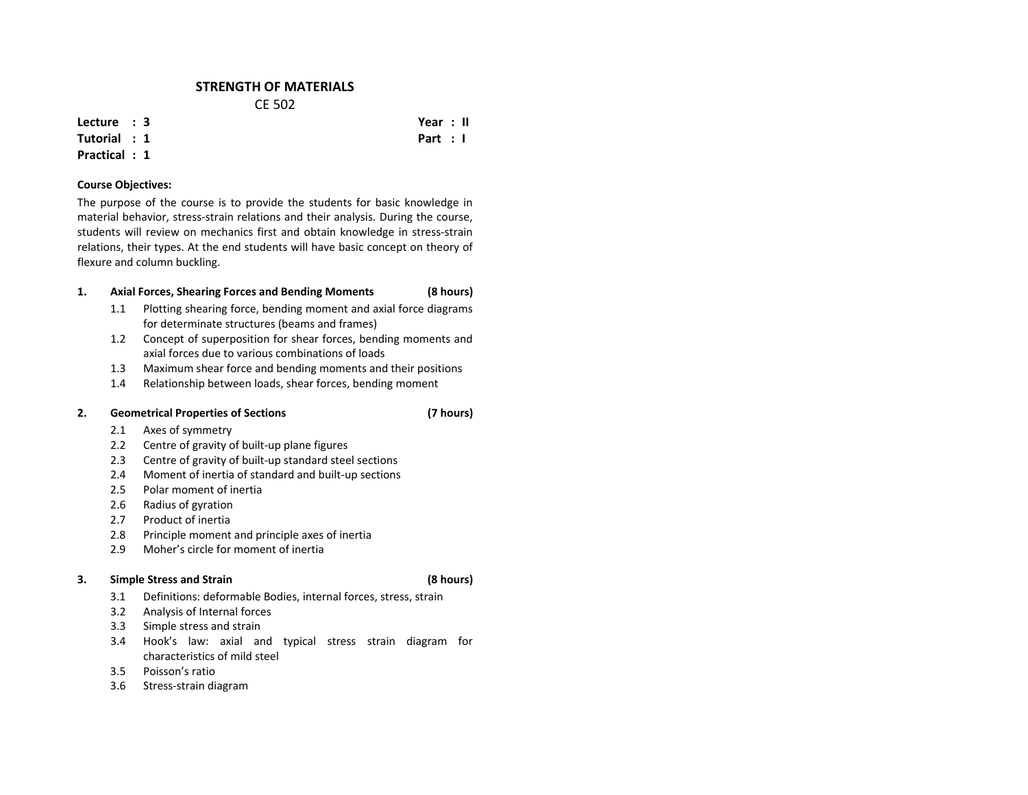# STRENGTH OF MATERIALS

CE 502

**Lecture : 3** | **Year : II**
**Tutorial : 1** | **Part : I**
**Practical : 1**

**Course Objectives:**

The purpose of the course is to provide the students for basic knowledge in material behavior, stress-strain relations and their analysis. During the course, students will review on mechanics first and obtain knowledge in stress-strain relations, their types. At the end students will have basic concept on theory of flexure and column buckling.

**1. Axial Forces, Shearing Forces and Bending Moments (8 hours)**

- 1.1 Plotting shearing force, bending moment and axial force diagrams for determinate structures (beams and frames)
- 1.2 Concept of superposition for shear forces, bending moments and axial forces due to various combinations of loads
- 1.3 Maximum shear force and bending moments and their positions
- 1.4 Relationship between loads, shear forces, bending moment

**2. Geometrical Properties of Sections (7 hours)**

- 2.1 Axes of symmetry
- 2.2 Centre of gravity of built-up plane figures
- 2.3 Centre of gravity of built-up standard steel sections
- 2.4 Moment of inertia of standard and built-up sections
- 2.5 Polar moment of inertia
- 2.6 Radius of gyration
- 2.7 Product of inertia
- 2.8 Principle moment and principle axes of inertia
- 2.9 Moher's circle for moment of inertia

**3. Simple Stress and Strain (8 hours)**

- 3.1 Definitions: deformable Bodies, internal forces, stress, strain
- 3.2 Analysis of Internal forces
- 3.3 Simple stress and strain
- 3.4 Hook's law: axial and typical stress strain diagram for characteristics of mild steel
- 3.5 Poisson's ratio
- 3.6 Stress-strain diagram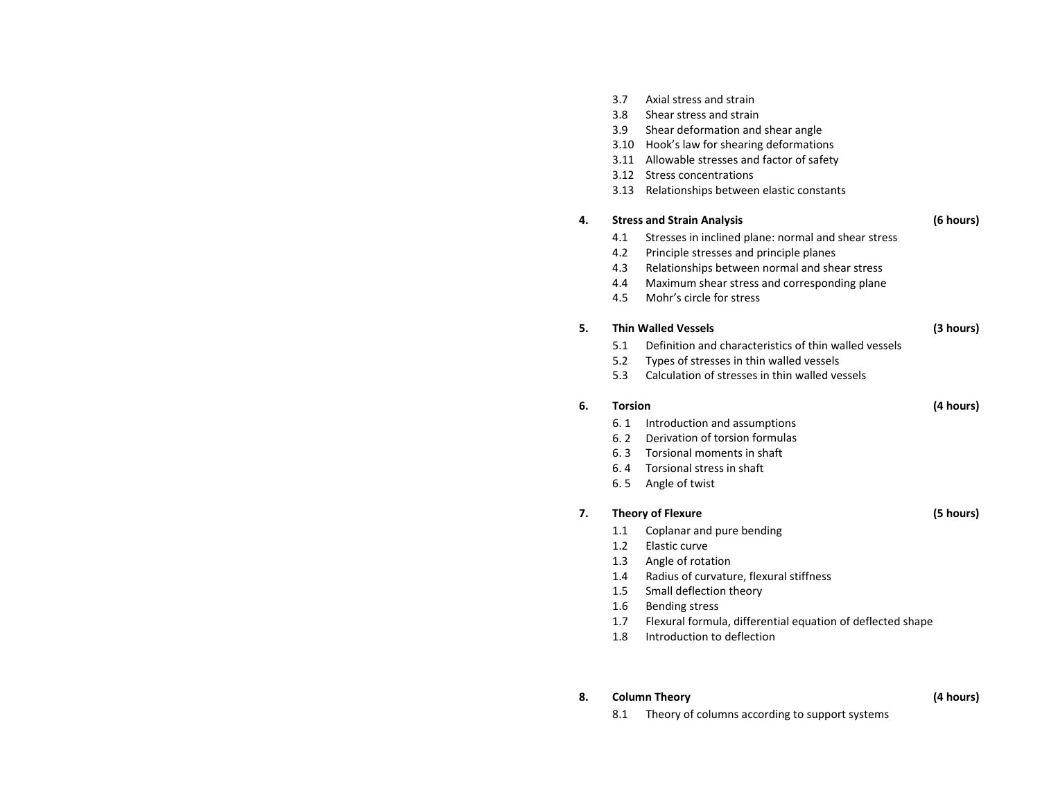3.7 Axial stress and strain
3.8 Shear stress and strain
3.9 Shear deformation and shear angle
3.10 Hook's law for shearing deformations
3.11 Allowable stresses and factor of safety
3.12 Stress concentrations
3.13 Relationships between elastic constants

**4. Stress and Strain Analysis (6 hours)**

4.1 Stresses in inclined plane: normal and shear stress
4.2 Principle stresses and principle planes
4.3 Relationships between normal and shear stress
4.4 Maximum shear stress and corresponding plane
4.5 Mohr's circle for stress

**5. Thin Walled Vessels (3 hours)**

5.1 Definition and characteristics of thin walled vessels
5.2 Types of stresses in thin walled vessels
5.3 Calculation of stresses in thin walled vessels

**6. Torsion (4 hours)**

6. 1 Introduction and assumptions
6. 2 Derivation of torsion formulas
6. 3 Torsional moments in shaft
6. 4 Torsional stress in shaft
6. 5 Angle of twist

**7. Theory of Flexure (5 hours)**

1.1 Coplanar and pure bending
1.2 Elastic curve
1.3 Angle of rotation
1.4 Radius of curvature, flexural stiffness
1.5 Small deflection theory
1.6 Bending stress
1.7 Flexural formula, differential equation of deflected shape
1.8 Introduction to deflection

**8. Column Theory (4 hours)**

8.1 Theory of columns according to support systems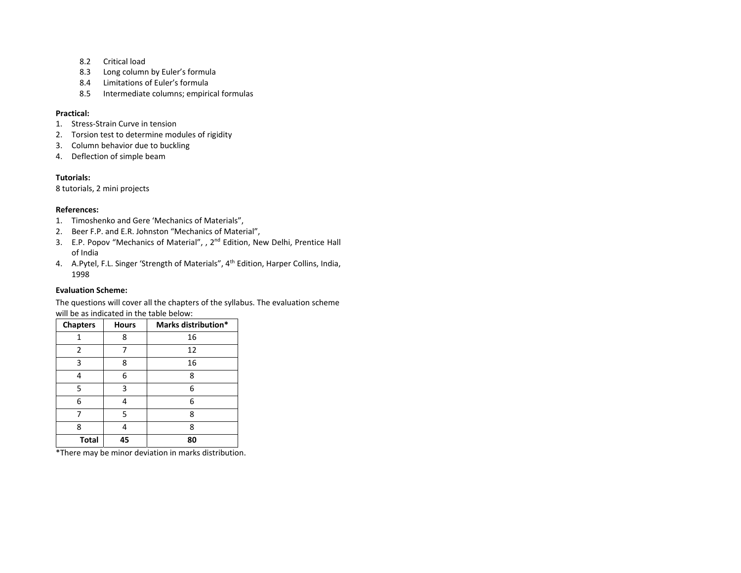8.2 Critical load
8.3 Long column by Euler's formula
8.4 Limitations of Euler's formula
8.5 Intermediate columns; empirical formulas

**Practical:**

1. Stress-Strain Curve in tension
2. Torsion test to determine modules of rigidity
3. Column behavior due to buckling
4. Deflection of simple beam

**Tutorials:**

8 tutorials, 2 mini projects

**References:**

1. Timoshenko and Gere 'Mechanics of Materials",
2. Beer F.P. and E.R. Johnston "Mechanics of Material",
3. E.P. Popov "Mechanics of Material", , 2nd Edition, New Delhi, Prentice Hall of India
4. A.Pytel, F.L. Singer 'Strength of Materials", 4th Edition, Harper Collins, India, 1998

**Evaluation Scheme:**

The questions will cover all the chapters of the syllabus. The evaluation scheme will be as indicated in the table below:

| Chapters | Hours | Marks distribution* |
|---|---|---|
| 1 | 8 | 16 |
| 2 | 7 | 12 |
| 3 | 8 | 16 |
| 4 | 6 | 8 |
| 5 | 3 | 6 |
| 6 | 4 | 6 |
| 7 | 5 | 8 |
| 8 | 4 | 8 |
| **Total** | **45** | **80** |

*There may be minor deviation in marks distribution.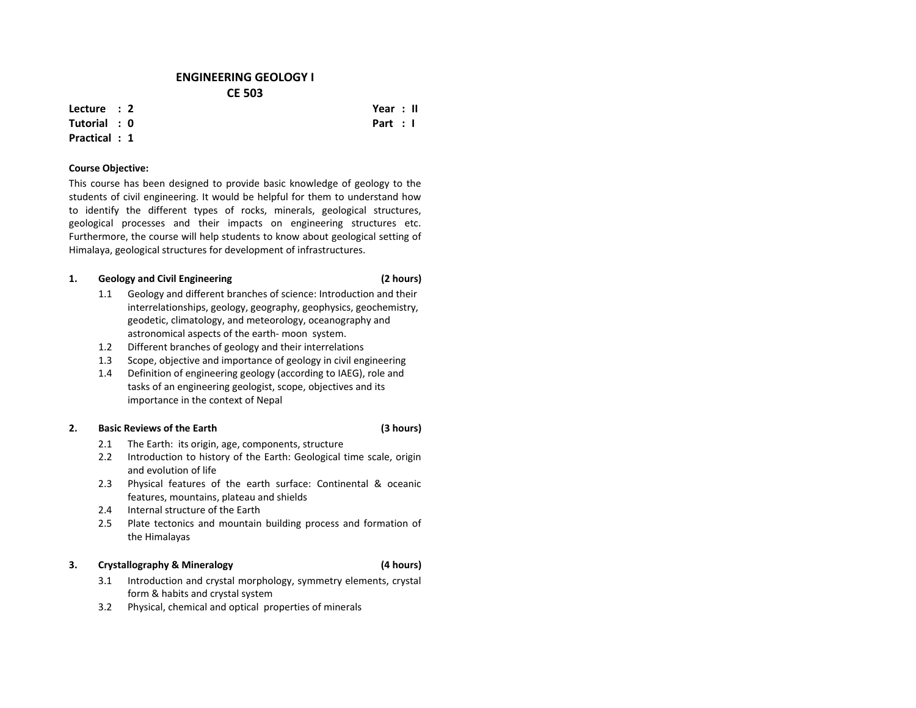# ENGINEERING GEOLOGY I
## CE 503

**Lecture : 2**
**Tutorial : 0**
**Practical : 1**

**Year : II**
**Part : I**

**Course Objective:**

This course has been designed to provide basic knowledge of geology to the students of civil engineering. It would be helpful for them to understand how to identify the different types of rocks, minerals, geological structures, geological processes and their impacts on engineering structures etc. Furthermore, the course will help students to know about geological setting of Himalaya, geological structures for development of infrastructures.

**1. Geology and Civil Engineering (2 hours)**

1.1 Geology and different branches of science: Introduction and their interrelationships, geology, geography, geophysics, geochemistry, geodetic, climatology, and meteorology, oceanography and astronomical aspects of the earth- moon system.
1.2 Different branches of geology and their interrelations
1.3 Scope, objective and importance of geology in civil engineering
1.4 Definition of engineering geology (according to IAEG), role and tasks of an engineering geologist, scope, objectives and its importance in the context of Nepal

**2. Basic Reviews of the Earth (3 hours)**

2.1 The Earth: its origin, age, components, structure
2.2 Introduction to history of the Earth: Geological time scale, origin and evolution of life
2.3 Physical features of the earth surface: Continental & oceanic features, mountains, plateau and shields
2.4 Internal structure of the Earth
2.5 Plate tectonics and mountain building process and formation of the Himalayas

**3. Crystallography & Mineralogy (4 hours)**

3.1 Introduction and crystal morphology, symmetry elements, crystal form & habits and crystal system
3.2 Physical, chemical and optical properties of minerals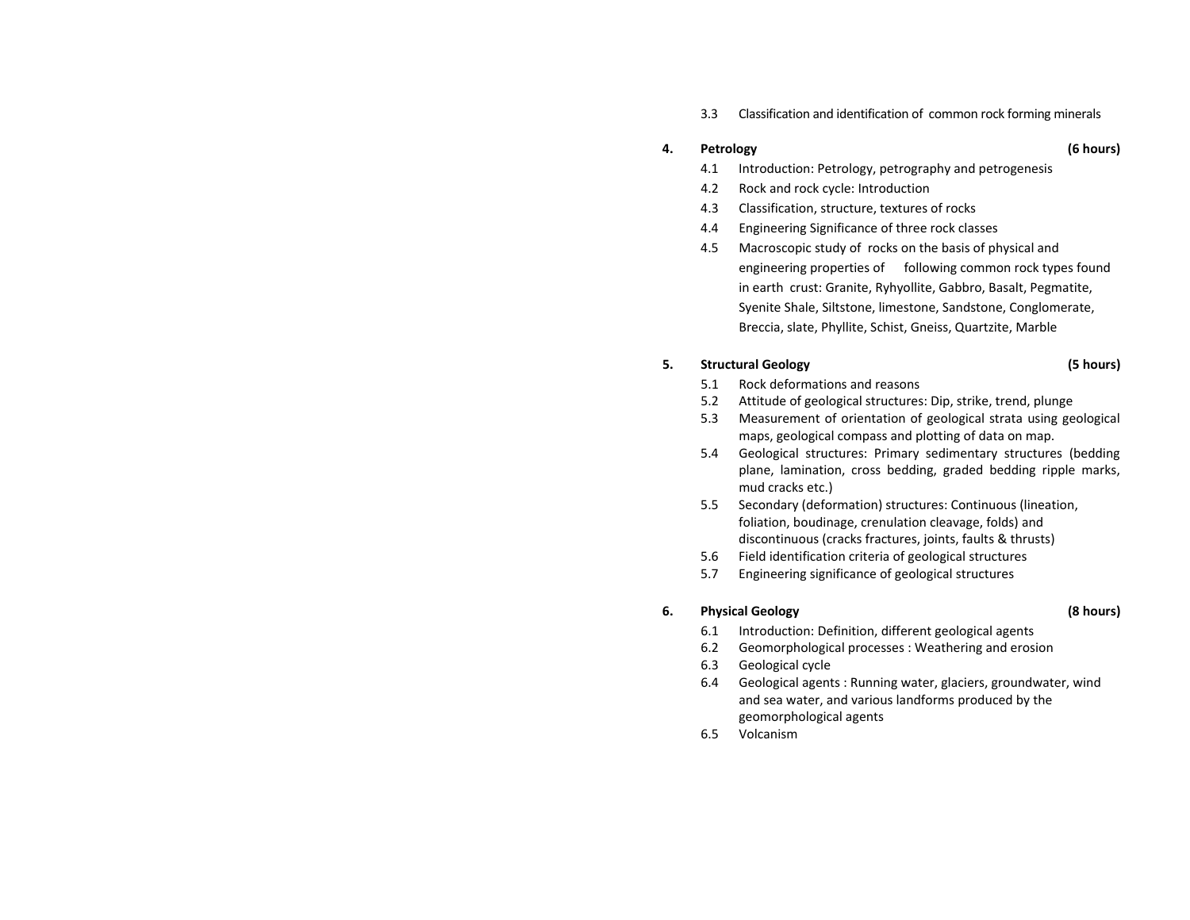3.3 Classification and identification of common rock forming minerals

**4. Petrology (6 hours)**

4.1 Introduction: Petrology, petrography and petrogenesis
4.2 Rock and rock cycle: Introduction
4.3 Classification, structure, textures of rocks
4.4 Engineering Significance of three rock classes
4.5 Macroscopic study of rocks on the basis of physical and engineering properties of following common rock types found in earth crust: Granite, Ryhyollite, Gabbro, Basalt, Pegmatite, Syenite Shale, Siltstone, limestone, Sandstone, Conglomerate, Breccia, slate, Phyllite, Schist, Gneiss, Quartzite, Marble

**5. Structural Geology (5 hours)**

5.1 Rock deformations and reasons
5.2 Attitude of geological structures: Dip, strike, trend, plunge
5.3 Measurement of orientation of geological strata using geological maps, geological compass and plotting of data on map.
5.4 Geological structures: Primary sedimentary structures (bedding plane, lamination, cross bedding, graded bedding ripple marks, mud cracks etc.)
5.5 Secondary (deformation) structures: Continuous (lineation, foliation, boudinage, crenulation cleavage, folds) and discontinuous (cracks fractures, joints, faults & thrusts)
5.6 Field identification criteria of geological structures
5.7 Engineering significance of geological structures

**6. Physical Geology (8 hours)**

6.1 Introduction: Definition, different geological agents
6.2 Geomorphological processes : Weathering and erosion
6.3 Geological cycle
6.4 Geological agents : Running water, glaciers, groundwater, wind and sea water, and various landforms produced by the geomorphological agents
6.5 Volcanism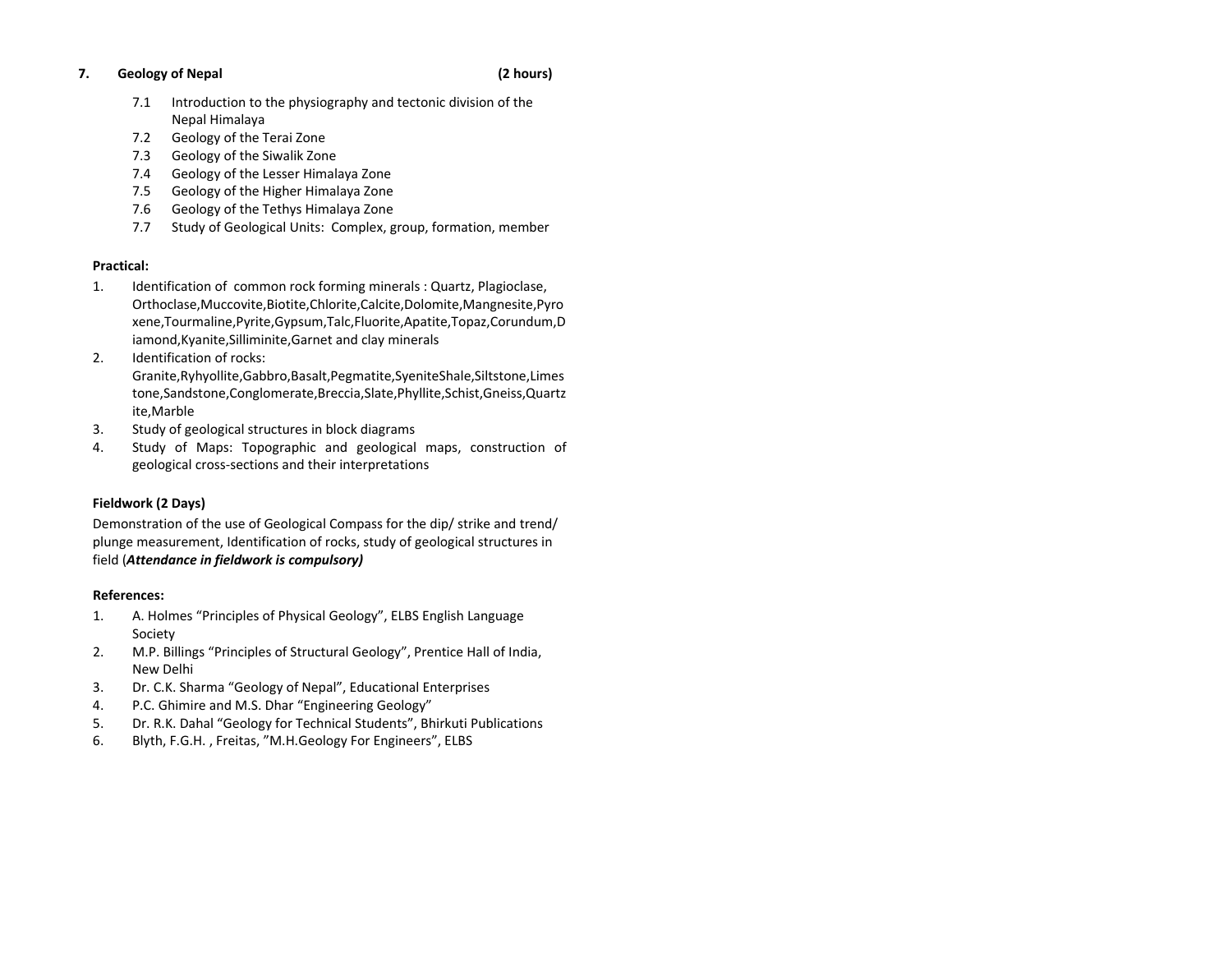### 7. Geology of Nepal (2 hours)

- 7.1 Introduction to the physiography and tectonic division of the Nepal Himalaya
- 7.2 Geology of the Terai Zone
- 7.3 Geology of the Siwalik Zone
- 7.4 Geology of the Lesser Himalaya Zone
- 7.5 Geology of the Higher Himalaya Zone
- 7.6 Geology of the Tethys Himalaya Zone
- 7.7 Study of Geological Units: Complex, group, formation, member

**Practical:**

1. Identification of common rock forming minerals : Quartz, Plagioclase, Orthoclase,Muccovite,Biotite,Chlorite,Calcite,Dolomite,Mangnesite,Pyroxene,Tourmaline,Pyrite,Gypsum,Talc,Fluorite,Apatite,Topaz,Corundum,Diamond,Kyanite,Silliminite,Garnet and clay minerals
2. Identification of rocks: Granite,Ryhyollite,Gabbro,Basalt,Pegmatite,SyeniteShale,Siltstone,Limestone,Sandstone,Conglomerate,Breccia,Slate,Phyllite,Schist,Gneiss,Quartzite,Marble
3. Study of geological structures in block diagrams
4. Study of Maps: Topographic and geological maps, construction of geological cross-sections and their interpretations

**Fieldwork (2 Days)**

Demonstration of the use of Geological Compass for the dip/ strike and trend/ plunge measurement, Identification of rocks, study of geological structures in field (***Attendance in fieldwork is compulsory)***

**References:**

1. A. Holmes "Principles of Physical Geology", ELBS English Language Society
2. M.P. Billings "Principles of Structural Geology", Prentice Hall of India, New Delhi
3. Dr. C.K. Sharma "Geology of Nepal", Educational Enterprises
4. P.C. Ghimire and M.S. Dhar "Engineering Geology"
5. Dr. R.K. Dahal "Geology for Technical Students", Bhirkuti Publications
6. Blyth, F.G.H. , Freitas, "M.H.Geology For Engineers", ELBS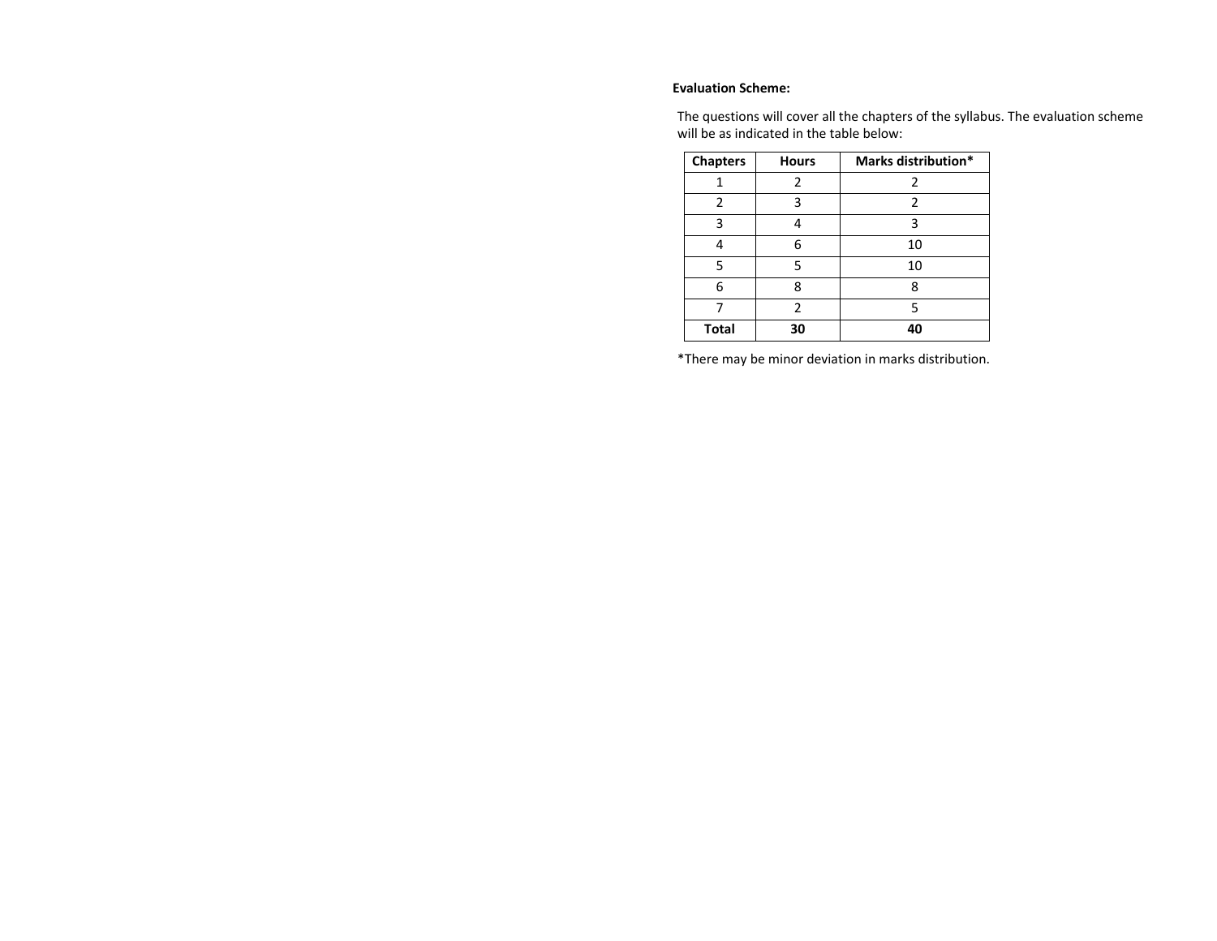**Evaluation Scheme:**

The questions will cover all the chapters of the syllabus. The evaluation scheme will be as indicated in the table below:

| Chapters | Hours | Marks distribution* |
|---|---|---|
| 1 | 2 | 2 |
| 2 | 3 | 2 |
| 3 | 4 | 3 |
| 4 | 6 | 10 |
| 5 | 5 | 10 |
| 6 | 8 | 8 |
| 7 | 2 | 5 |
| **Total** | **30** | **40** |

*There may be minor deviation in marks distribution.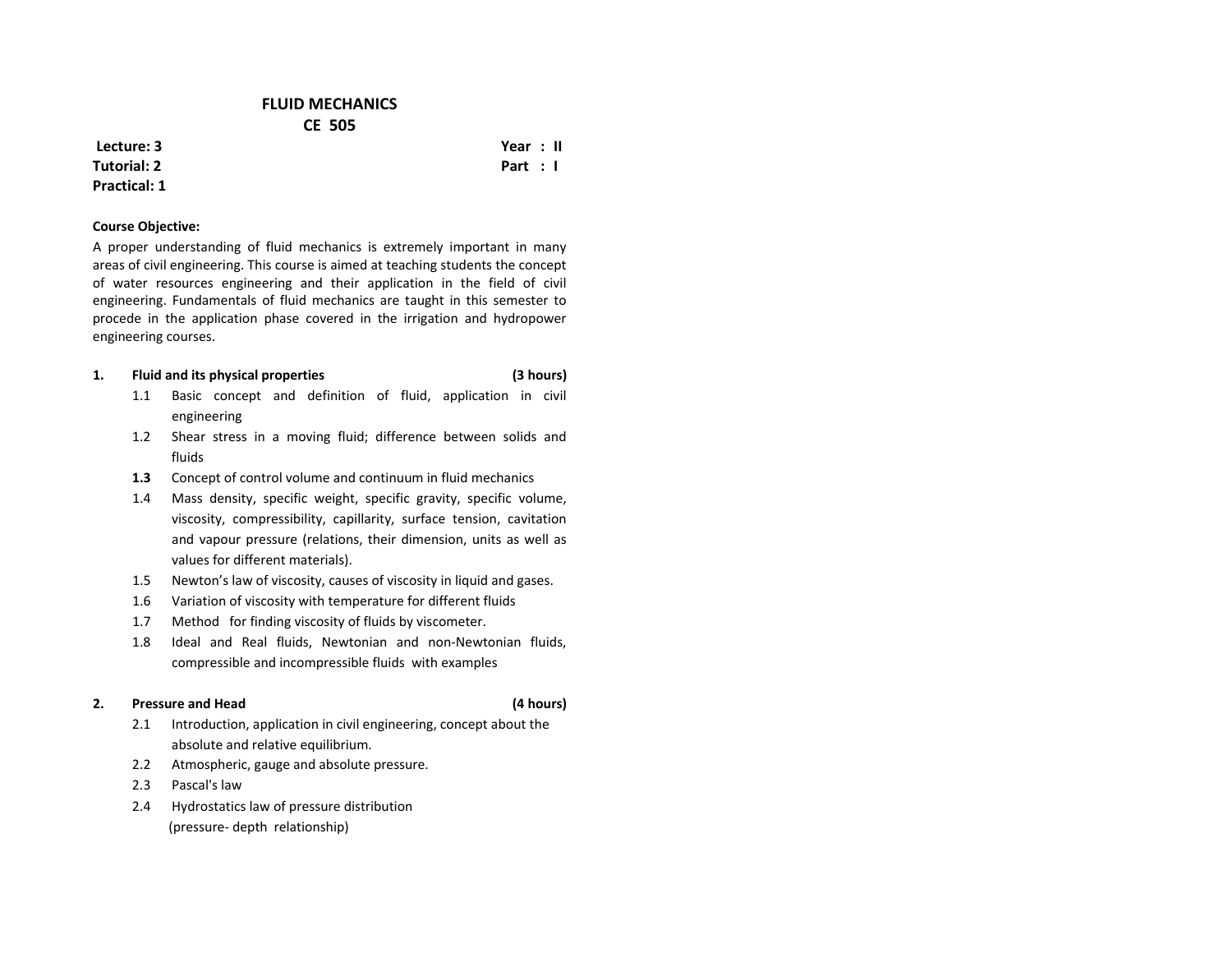# FLUID MECHANICS
## CE 505

**Lecture: 3** **Year : II**
**Tutorial: 2** **Part : I**
**Practical: 1**

**Course Objective:**

A proper understanding of fluid mechanics is extremely important in many areas of civil engineering. This course is aimed at teaching students the concept of water resources engineering and their application in the field of civil engineering. Fundamentals of fluid mechanics are taught in this semester to procede in the application phase covered in the irrigation and hydropower engineering courses.

**1. Fluid and its physical properties (3 hours)**

- 1.1 Basic concept and definition of fluid, application in civil engineering
- 1.2 Shear stress in a moving fluid; difference between solids and fluids
- **1.3** Concept of control volume and continuum in fluid mechanics
- 1.4 Mass density, specific weight, specific gravity, specific volume, viscosity, compressibility, capillarity, surface tension, cavitation and vapour pressure (relations, their dimension, units as well as values for different materials).
- 1.5 Newton's law of viscosity, causes of viscosity in liquid and gases.
- 1.6 Variation of viscosity with temperature for different fluids
- 1.7 Method for finding viscosity of fluids by viscometer.
- 1.8 Ideal and Real fluids, Newtonian and non-Newtonian fluids, compressible and incompressible fluids with examples

**2. Pressure and Head (4 hours)**

- 2.1 Introduction, application in civil engineering, concept about the absolute and relative equilibrium.
- 2.2 Atmospheric, gauge and absolute pressure.
- 2.3 Pascal's law
- 2.4 Hydrostatics law of pressure distribution (pressure- depth relationship)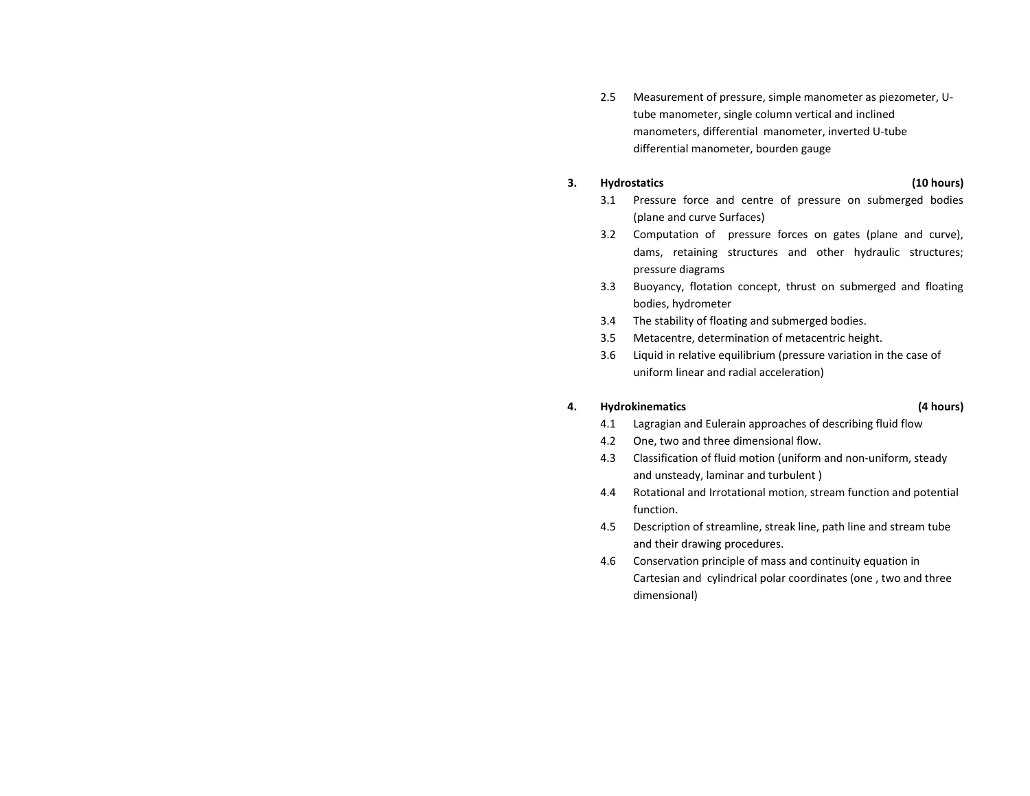2.5 Measurement of pressure, simple manometer as piezometer, U-tube manometer, single column vertical and inclined manometers, differential manometer, inverted U-tube differential manometer, bourden gauge

**3. Hydrostatics (10 hours)**

3.1 Pressure force and centre of pressure on submerged bodies (plane and curve Surfaces)

3.2 Computation of pressure forces on gates (plane and curve), dams, retaining structures and other hydraulic structures; pressure diagrams

3.3 Buoyancy, flotation concept, thrust on submerged and floating bodies, hydrometer

3.4 The stability of floating and submerged bodies.

3.5 Metacentre, determination of metacentric height.

3.6 Liquid in relative equilibrium (pressure variation in the case of uniform linear and radial acceleration)

**4. Hydrokinematics (4 hours)**

4.1 Lagragian and Eulerain approaches of describing fluid flow

4.2 One, two and three dimensional flow.

4.3 Classification of fluid motion (uniform and non-uniform, steady and unsteady, laminar and turbulent )

4.4 Rotational and Irrotational motion, stream function and potential function.

4.5 Description of streamline, streak line, path line and stream tube and their drawing procedures.

4.6 Conservation principle of mass and continuity equation in Cartesian and cylindrical polar coordinates (one , two and three dimensional)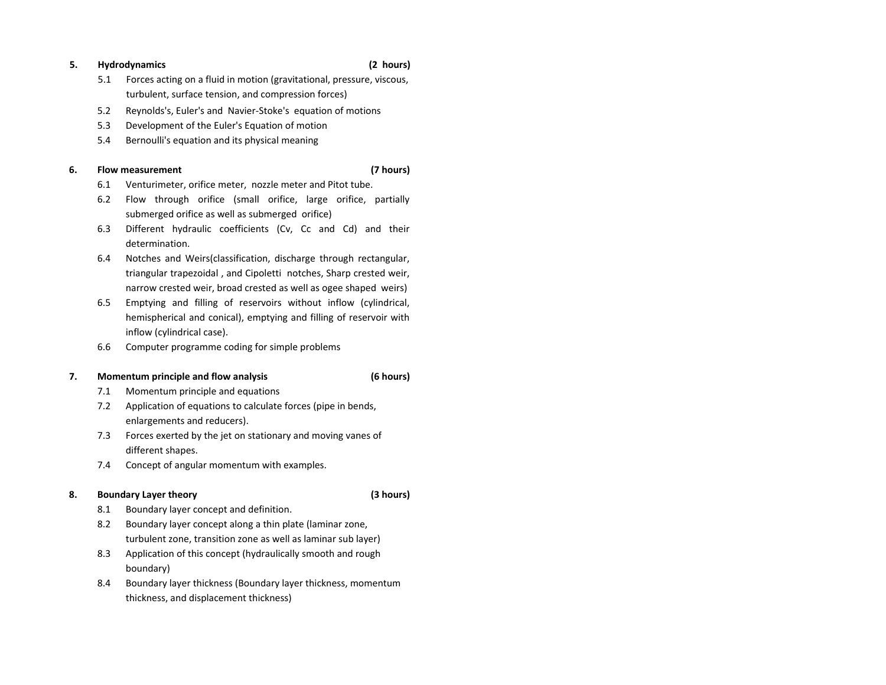**5. Hydrodynamics (2 hours)**

- 5.1 Forces acting on a fluid in motion (gravitational, pressure, viscous, turbulent, surface tension, and compression forces)
- 5.2 Reynolds's, Euler's and Navier-Stoke's equation of motions
- 5.3 Development of the Euler's Equation of motion
- 5.4 Bernoulli's equation and its physical meaning

**6. Flow measurement (7 hours)**

- 6.1 Venturimeter, orifice meter, nozzle meter and Pitot tube.
- 6.2 Flow through orifice (small orifice, large orifice, partially submerged orifice as well as submerged orifice)
- 6.3 Different hydraulic coefficients (Cv, Cc and Cd) and their determination.
- 6.4 Notches and Weirs(classification, discharge through rectangular, triangular trapezoidal , and Cipoletti notches, Sharp crested weir, narrow crested weir, broad crested as well as ogee shaped weirs)
- 6.5 Emptying and filling of reservoirs without inflow (cylindrical, hemispherical and conical), emptying and filling of reservoir with inflow (cylindrical case).
- 6.6 Computer programme coding for simple problems

**7. Momentum principle and flow analysis (6 hours)**

- 7.1 Momentum principle and equations
- 7.2 Application of equations to calculate forces (pipe in bends, enlargements and reducers).
- 7.3 Forces exerted by the jet on stationary and moving vanes of different shapes.
- 7.4 Concept of angular momentum with examples.

**8. Boundary Layer theory (3 hours)**

- 8.1 Boundary layer concept and definition.
- 8.2 Boundary layer concept along a thin plate (laminar zone, turbulent zone, transition zone as well as laminar sub layer)
- 8.3 Application of this concept (hydraulically smooth and rough boundary)
- 8.4 Boundary layer thickness (Boundary layer thickness, momentum thickness, and displacement thickness)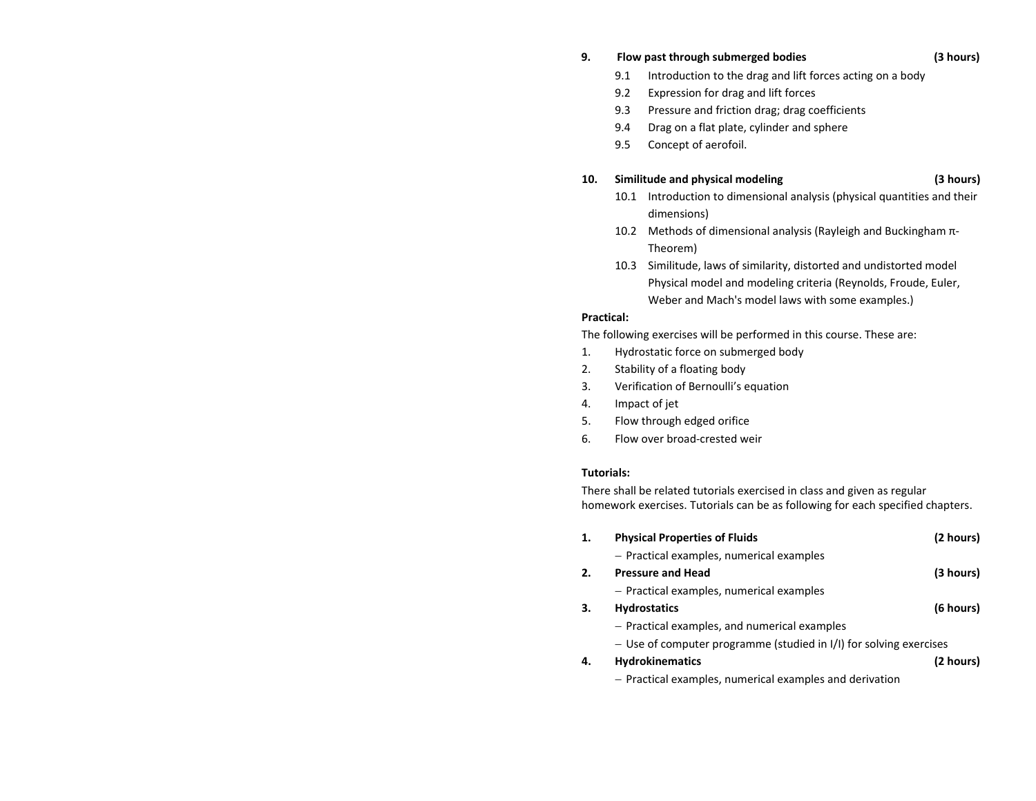**9. Flow past through submerged bodies (3 hours)**

- 9.1 Introduction to the drag and lift forces acting on a body
- 9.2 Expression for drag and lift forces
- 9.3 Pressure and friction drag; drag coefficients
- 9.4 Drag on a flat plate, cylinder and sphere
- 9.5 Concept of aerofoil.

**10. Similitude and physical modeling (3 hours)**

- 10.1 Introduction to dimensional analysis (physical quantities and their dimensions)
- 10.2 Methods of dimensional analysis (Rayleigh and Buckingham π-Theorem)
- 10.3 Similitude, laws of similarity, distorted and undistorted model Physical model and modeling criteria (Reynolds, Froude, Euler, Weber and Mach's model laws with some examples.)

**Practical:**

The following exercises will be performed in this course. These are:

1. Hydrostatic force on submerged body
2. Stability of a floating body
3. Verification of Bernoulli's equation
4. Impact of jet
5. Flow through edged orifice
6. Flow over broad-crested weir

**Tutorials:**

There shall be related tutorials exercised in class and given as regular homework exercises. Tutorials can be as following for each specified chapters.

**1. Physical Properties of Fluids (2 hours)**

- Practical examples, numerical examples

**2. Pressure and Head (3 hours)**

- Practical examples, numerical examples

**3. Hydrostatics (6 hours)**

- Practical examples, and numerical examples
- Use of computer programme (studied in I/I) for solving exercises

**4. Hydrokinematics (2 hours)**

- Practical examples, numerical examples and derivation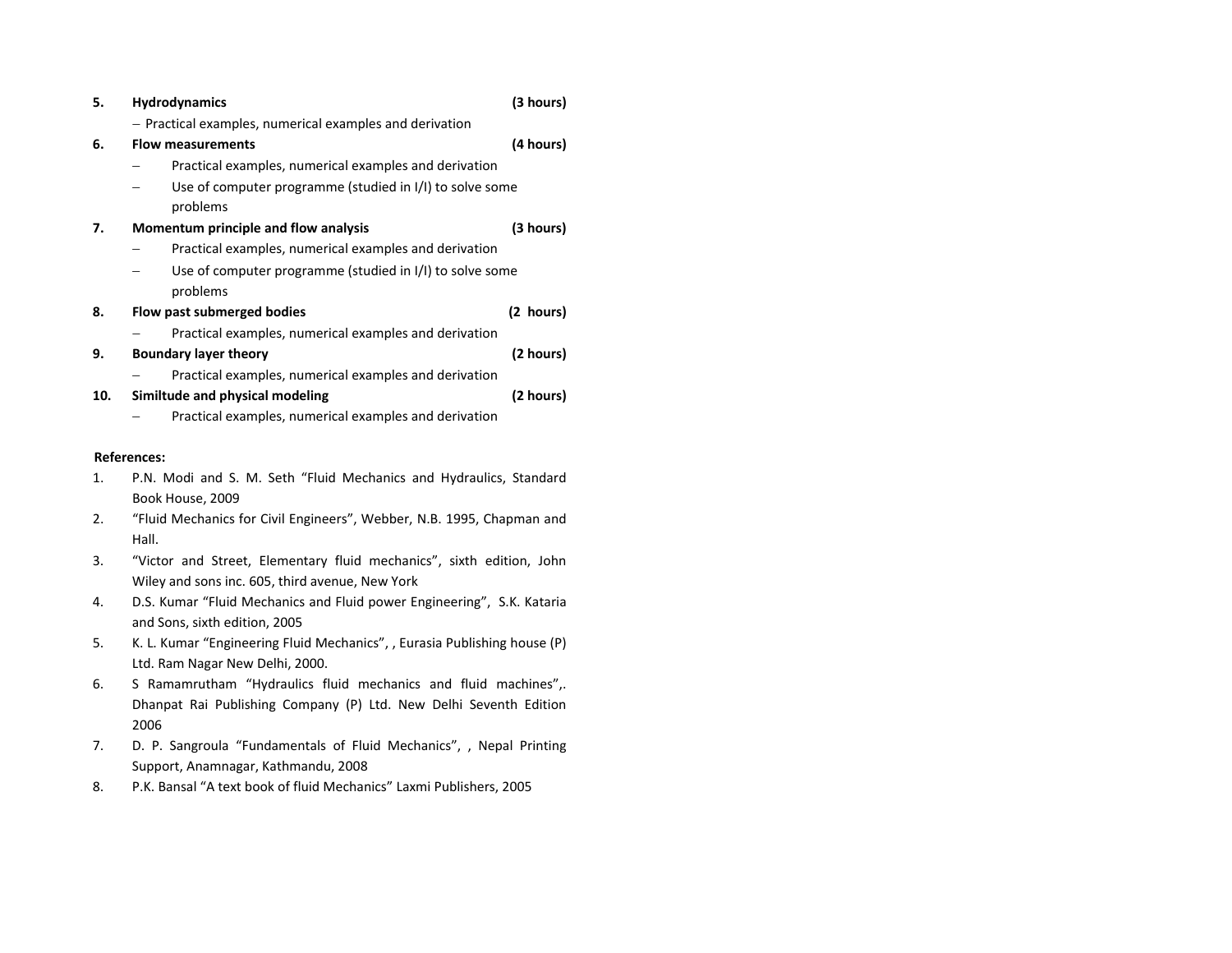5. **Hydrodynamics** **(3 hours)**
   - Practical examples, numerical examples and derivation
6. **Flow measurements** **(4 hours)**
   - Practical examples, numerical examples and derivation
   - Use of computer programme (studied in I/I) to solve some problems
7. **Momentum principle and flow analysis** **(3 hours)**
   - Practical examples, numerical examples and derivation
   - Use of computer programme (studied in I/I) to solve some problems
8. **Flow past submerged bodies** **(2 hours)**
   - Practical examples, numerical examples and derivation
9. **Boundary layer theory** **(2 hours)**
   - Practical examples, numerical examples and derivation
10. **Similtude and physical modeling** **(2 hours)**
    - Practical examples, numerical examples and derivation

**References:**

1. P.N. Modi and S. M. Seth "Fluid Mechanics and Hydraulics, Standard Book House, 2009
2. "Fluid Mechanics for Civil Engineers", Webber, N.B. 1995, Chapman and Hall.
3. "Victor and Street, Elementary fluid mechanics", sixth edition, John Wiley and sons inc. 605, third avenue, New York
4. D.S. Kumar "Fluid Mechanics and Fluid power Engineering", S.K. Kataria and Sons, sixth edition, 2005
5. K. L. Kumar "Engineering Fluid Mechanics", , Eurasia Publishing house (P) Ltd. Ram Nagar New Delhi, 2000.
6. S Ramamrutham "Hydraulics fluid mechanics and fluid machines",. Dhanpat Rai Publishing Company (P) Ltd. New Delhi Seventh Edition 2006
7. D. P. Sangroula "Fundamentals of Fluid Mechanics", , Nepal Printing Support, Anamnagar, Kathmandu, 2008
8. P.K. Bansal "A text book of fluid Mechanics" Laxmi Publishers, 2005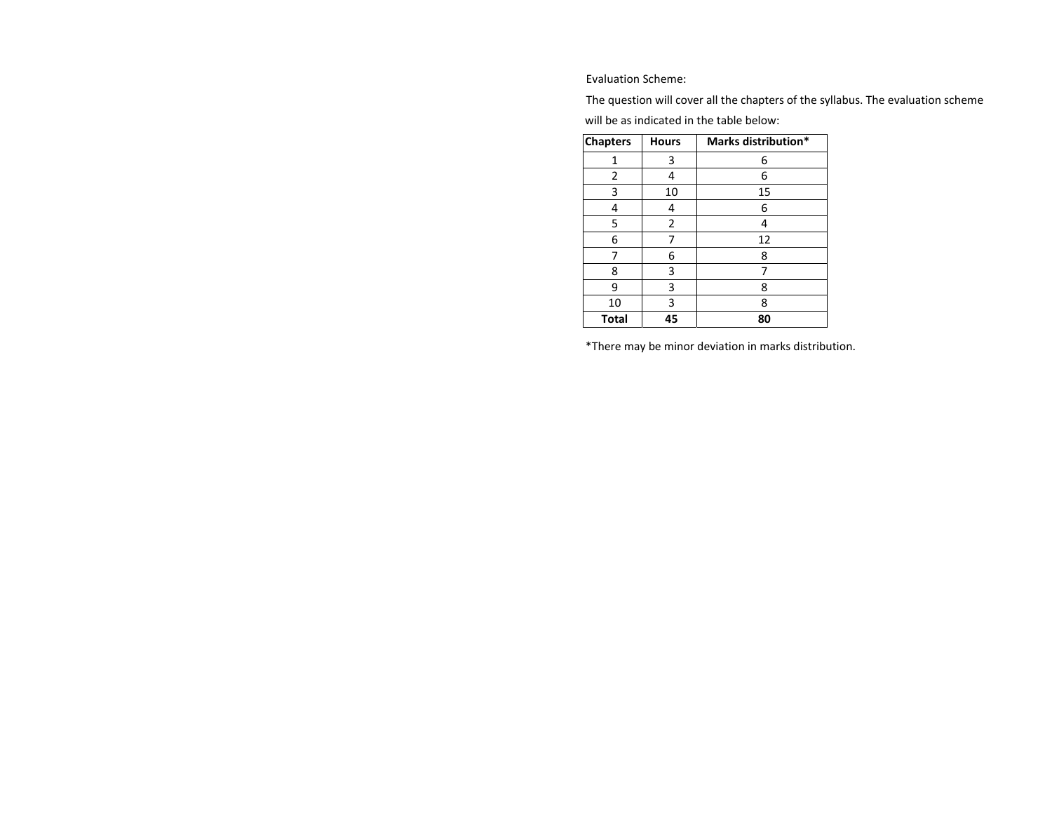Evaluation Scheme:

The question will cover all the chapters of the syllabus. The evaluation scheme will be as indicated in the table below:

| Chapters | Hours | Marks distribution* |
|---|---|---|
| 1 | 3 | 6 |
| 2 | 4 | 6 |
| 3 | 10 | 15 |
| 4 | 4 | 6 |
| 5 | 2 | 4 |
| 6 | 7 | 12 |
| 7 | 6 | 8 |
| 8 | 3 | 7 |
| 9 | 3 | 8 |
| 10 | 3 | 8 |
| **Total** | **45** | **80** |

*There may be minor deviation in marks distribution.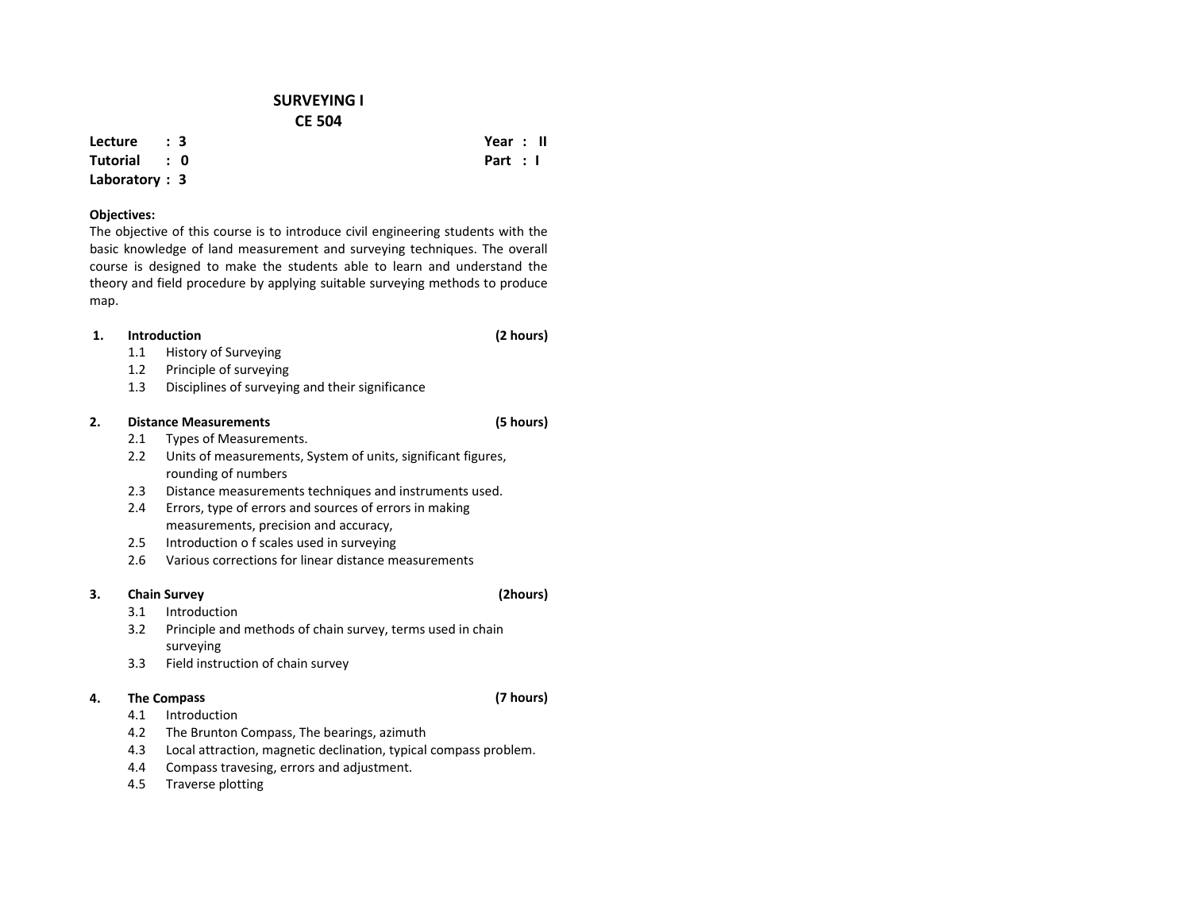# SURVEYING I
## CE 504

**Lecture : 3** | **Year : II**
**Tutorial : 0** | **Part : I**
**Laboratory : 3**

**Objectives:**

The objective of this course is to introduce civil engineering students with the basic knowledge of land measurement and surveying techniques. The overall course is designed to make the students able to learn and understand the theory and field procedure by applying suitable surveying methods to produce map.

**1. Introduction (2 hours)**

- 1.1 History of Surveying
- 1.2 Principle of surveying
- 1.3 Disciplines of surveying and their significance

**2. Distance Measurements (5 hours)**

- 2.1 Types of Measurements.
- 2.2 Units of measurements, System of units, significant figures, rounding of numbers
- 2.3 Distance measurements techniques and instruments used.
- 2.4 Errors, type of errors and sources of errors in making measurements, precision and accuracy,
- 2.5 Introduction o f scales used in surveying
- 2.6 Various corrections for linear distance measurements

**3. Chain Survey (2hours)**

- 3.1 Introduction
- 3.2 Principle and methods of chain survey, terms used in chain surveying
- 3.3 Field instruction of chain survey

**4. The Compass (7 hours)**

- 4.1 Introduction
- 4.2 The Brunton Compass, The bearings, azimuth
- 4.3 Local attraction, magnetic declination, typical compass problem.
- 4.4 Compass travesing, errors and adjustment.
- 4.5 Traverse plotting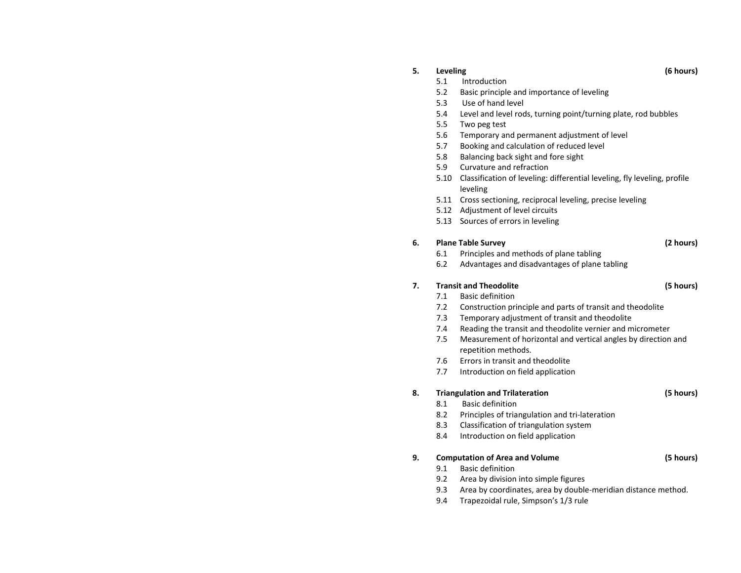**5. Leveling (6 hours)**

- 5.1 Introduction
- 5.2 Basic principle and importance of leveling
- 5.3 Use of hand level
- 5.4 Level and level rods, turning point/turning plate, rod bubbles
- 5.5 Two peg test
- 5.6 Temporary and permanent adjustment of level
- 5.7 Booking and calculation of reduced level
- 5.8 Balancing back sight and fore sight
- 5.9 Curvature and refraction
- 5.10 Classification of leveling: differential leveling, fly leveling, profile leveling
- 5.11 Cross sectioning, reciprocal leveling, precise leveling
- 5.12 Adjustment of level circuits
- 5.13 Sources of errors in leveling

**6. Plane Table Survey (2 hours)**

- 6.1 Principles and methods of plane tabling
- 6.2 Advantages and disadvantages of plane tabling

**7. Transit and Theodolite (5 hours)**

- 7.1 Basic definition
- 7.2 Construction principle and parts of transit and theodolite
- 7.3 Temporary adjustment of transit and theodolite
- 7.4 Reading the transit and theodolite vernier and micrometer
- 7.5 Measurement of horizontal and vertical angles by direction and repetition methods.
- 7.6 Errors in transit and theodolite
- 7.7 Introduction on field application

**8. Triangulation and Trilateration (5 hours)**

- 8.1 Basic definition
- 8.2 Principles of triangulation and tri-lateration
- 8.3 Classification of triangulation system
- 8.4 Introduction on field application

**9. Computation of Area and Volume (5 hours)**

- 9.1 Basic definition
- 9.2 Area by division into simple figures
- 9.3 Area by coordinates, area by double-meridian distance method.
- 9.4 Trapezoidal rule, Simpson's 1/3 rule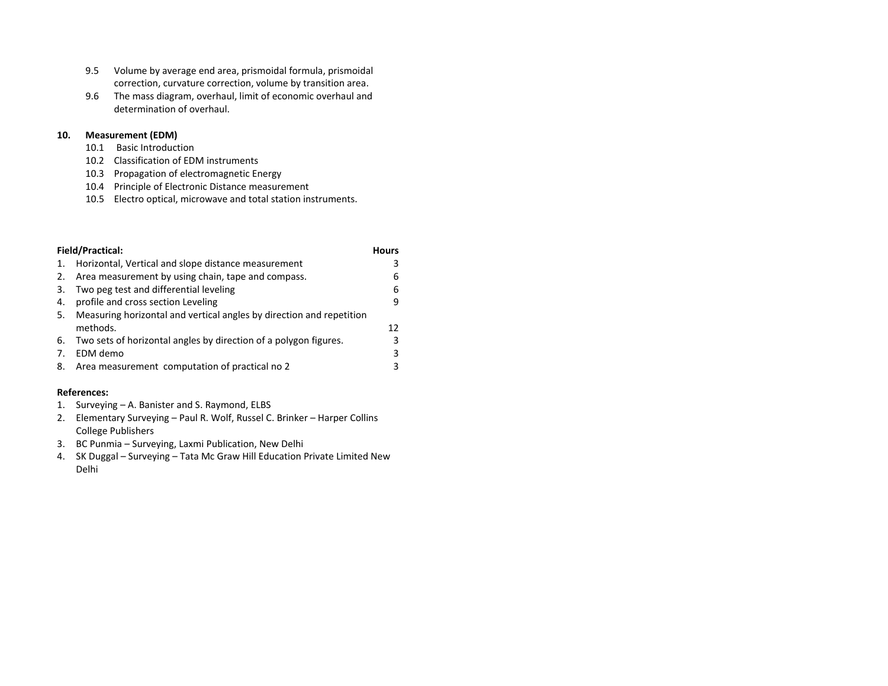9.5 Volume by average end area, prismoidal formula, prismoidal correction, curvature correction, volume by transition area.

9.6 The mass diagram, overhaul, limit of economic overhaul and determination of overhaul.

**10. Measurement (EDM)**

10.1 Basic Introduction

10.2 Classification of EDM instruments

10.3 Propagation of electromagnetic Energy

10.4 Principle of Electronic Distance measurement

10.5 Electro optical, microwave and total station instruments.

| **Field/Practical:** | **Hours** |
|---|---|
| 1. Horizontal, Vertical and slope distance measurement | 3 |
| 2. Area measurement by using chain, tape and compass. | 6 |
| 3. Two peg test and differential leveling | 6 |
| 4. profile and cross section Leveling | 9 |
| 5. Measuring horizontal and vertical angles by direction and repetition methods. | 12 |
| 6. Two sets of horizontal angles by direction of a polygon figures. | 3 |
| 7. EDM demo | 3 |
| 8. Area measurement computation of practical no 2 | 3 |

**References:**

1. Surveying – A. Banister and S. Raymond, ELBS
2. Elementary Surveying – Paul R. Wolf, Russel C. Brinker – Harper Collins College Publishers
3. BC Punmia – Surveying, Laxmi Publication, New Delhi
4. SK Duggal – Surveying – Tata Mc Graw Hill Education Private Limited New Delhi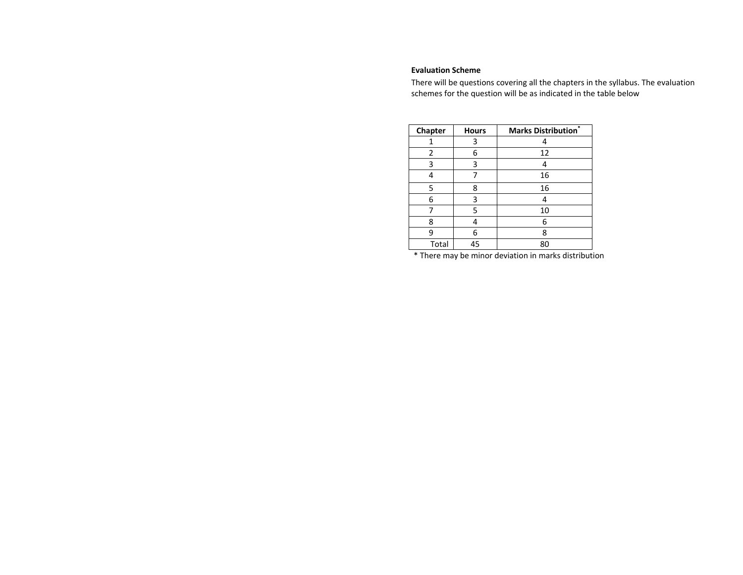**Evaluation Scheme**

There will be questions covering all the chapters in the syllabus. The evaluation schemes for the question will be as indicated in the table below

| Chapter | Hours | Marks Distribution* |
|---|---|---|
| 1 | 3 | 4 |
| 2 | 6 | 12 |
| 3 | 3 | 4 |
| 4 | 7 | 16 |
| 5 | 8 | 16 |
| 6 | 3 | 4 |
| 7 | 5 | 10 |
| 8 | 4 | 6 |
| 9 | 6 | 8 |
| Total | 45 | 80 |

* There may be minor deviation in marks distribution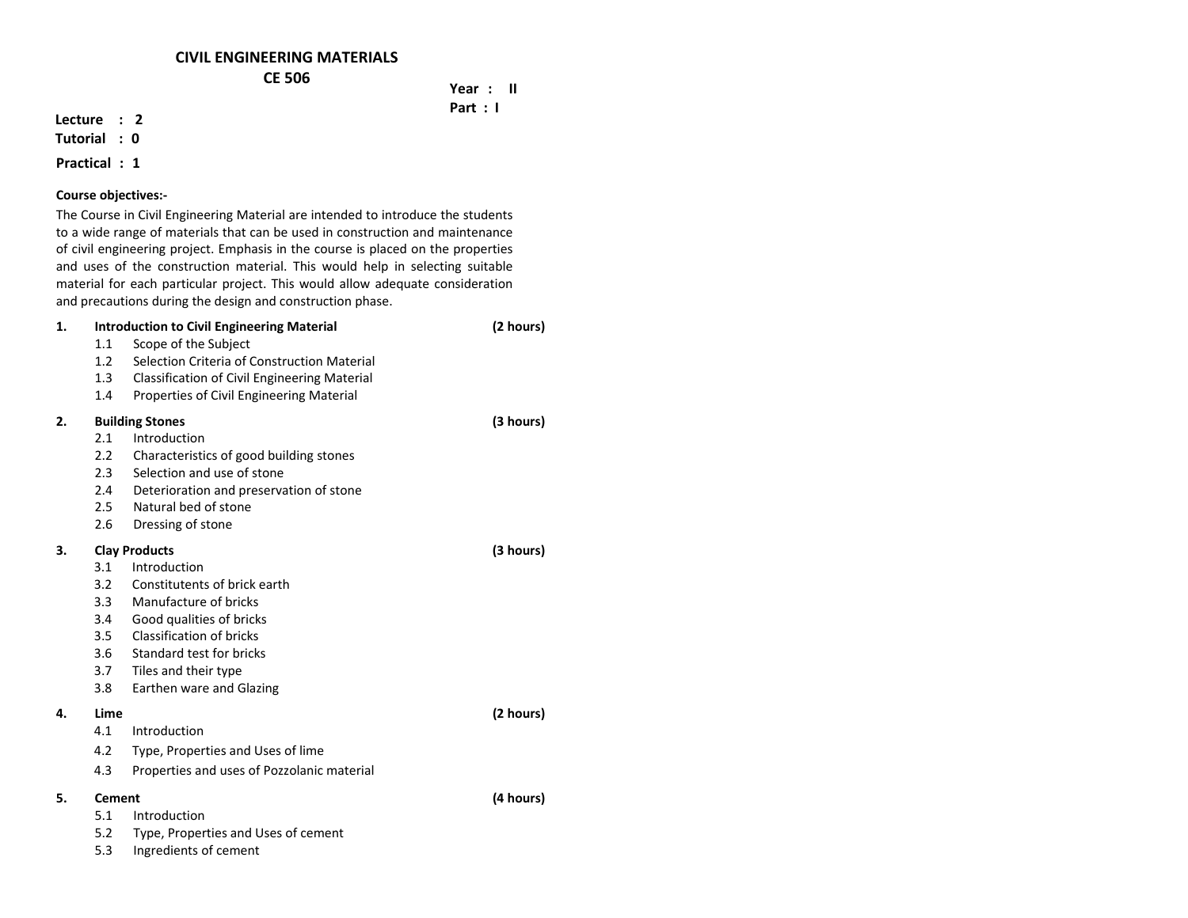# CIVIL ENGINEERING MATERIALS
## CE 506

**Year : II**
**Part : I**

**Lecture : 2**
**Tutorial : 0**
**Practical : 1**

**Course objectives:-**

The Course in Civil Engineering Material are intended to introduce the students to a wide range of materials that can be used in construction and maintenance of civil engineering project. Emphasis in the course is placed on the properties and uses of the construction material. This would help in selecting suitable material for each particular project. This would allow adequate consideration and precautions during the design and construction phase.

**1. Introduction to Civil Engineering Material** **(2 hours)**

- 1.1 Scope of the Subject
- 1.2 Selection Criteria of Construction Material
- 1.3 Classification of Civil Engineering Material
- 1.4 Properties of Civil Engineering Material

**2. Building Stones** **(3 hours)**

- 2.1 Introduction
- 2.2 Characteristics of good building stones
- 2.3 Selection and use of stone
- 2.4 Deterioration and preservation of stone
- 2.5 Natural bed of stone
- 2.6 Dressing of stone

**3. Clay Products** **(3 hours)**

- 3.1 Introduction
- 3.2 Constitutents of brick earth
- 3.3 Manufacture of bricks
- 3.4 Good qualities of bricks
- 3.5 Classification of bricks
- 3.6 Standard test for bricks
- 3.7 Tiles and their type
- 3.8 Earthen ware and Glazing

**4. Lime** **(2 hours)**

- 4.1 Introduction
- 4.2 Type, Properties and Uses of lime
- 4.3 Properties and uses of Pozzolanic material

**5. Cement** **(4 hours)**

- 5.1 Introduction
- 5.2 Type, Properties and Uses of cement
- 5.3 Ingredients of cement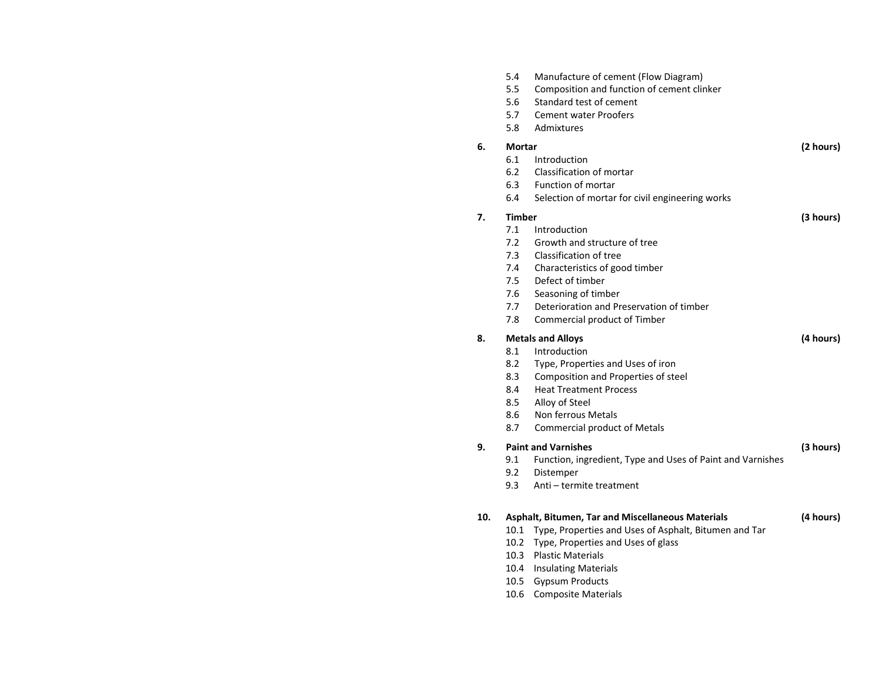5.4 Manufacture of cement (Flow Diagram)
5.5 Composition and function of cement clinker
5.6 Standard test of cement
5.7 Cement water Proofers
5.8 Admixtures

**6. Mortar** **(2 hours)**

6.1 Introduction
6.2 Classification of mortar
6.3 Function of mortar
6.4 Selection of mortar for civil engineering works

**7. Timber** **(3 hours)**

7.1 Introduction
7.2 Growth and structure of tree
7.3 Classification of tree
7.4 Characteristics of good timber
7.5 Defect of timber
7.6 Seasoning of timber
7.7 Deterioration and Preservation of timber
7.8 Commercial product of Timber

**8. Metals and Alloys** **(4 hours)**

8.1 Introduction
8.2 Type, Properties and Uses of iron
8.3 Composition and Properties of steel
8.4 Heat Treatment Process
8.5 Alloy of Steel
8.6 Non ferrous Metals
8.7 Commercial product of Metals

**9. Paint and Varnishes** **(3 hours)**

9.1 Function, ingredient, Type and Uses of Paint and Varnishes
9.2 Distemper
9.3 Anti – termite treatment

**10. Asphalt, Bitumen, Tar and Miscellaneous Materials** **(4 hours)**

10.1 Type, Properties and Uses of Asphalt, Bitumen and Tar
10.2 Type, Properties and Uses of glass
10.3 Plastic Materials
10.4 Insulating Materials
10.5 Gypsum Products
10.6 Composite Materials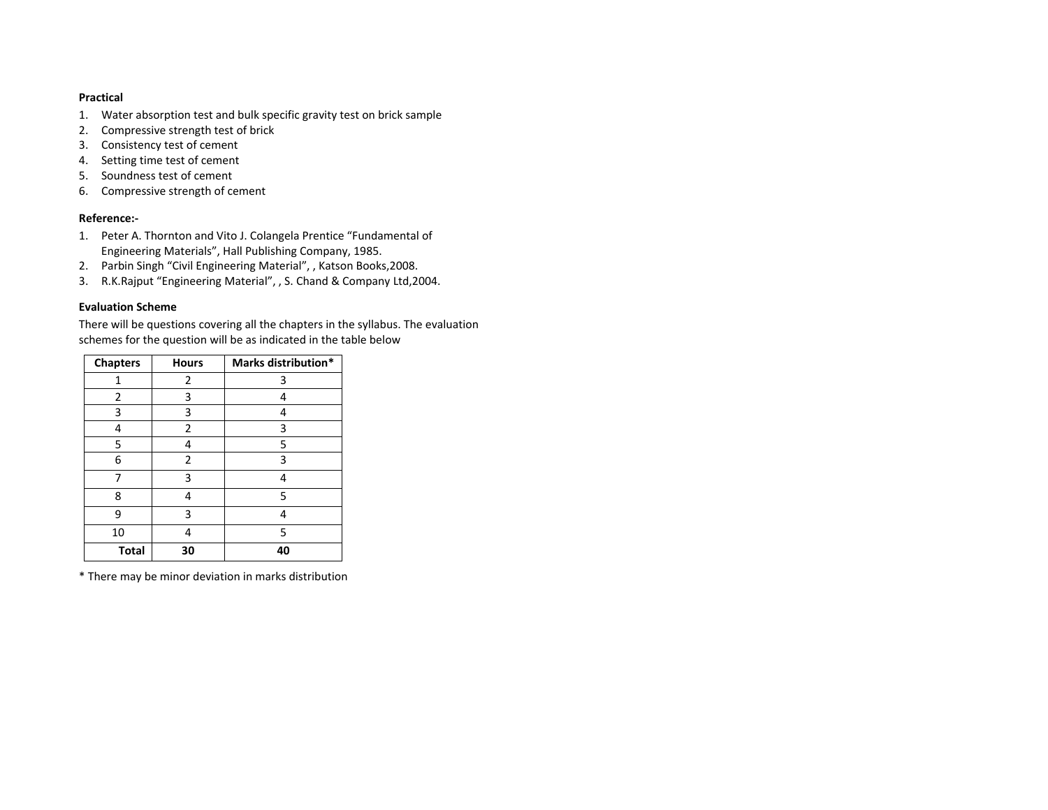**Practical**

1. Water absorption test and bulk specific gravity test on brick sample
2. Compressive strength test of brick
3. Consistency test of cement
4. Setting time test of cement
5. Soundness test of cement
6. Compressive strength of cement

**Reference:-**

1. Peter A. Thornton and Vito J. Colangela Prentice “Fundamental of Engineering Materials”, Hall Publishing Company, 1985.
2. Parbin Singh “Civil Engineering Material”, , Katson Books,2008.
3. R.K.Rajput “Engineering Material”, , S. Chand & Company Ltd,2004.

**Evaluation Scheme**

There will be questions covering all the chapters in the syllabus. The evaluation schemes for the question will be as indicated in the table below

| Chapters | Hours | Marks distribution* |
|---|---|---|
| 1 | 2 | 3 |
| 2 | 3 | 4 |
| 3 | 3 | 4 |
| 4 | 2 | 3 |
| 5 | 4 | 5 |
| 6 | 2 | 3 |
| 7 | 3 | 4 |
| 8 | 4 | 5 |
| 9 | 3 | 4 |
| 10 | 4 | 5 |
| **Total** | **30** | **40** |

* There may be minor deviation in marks distribution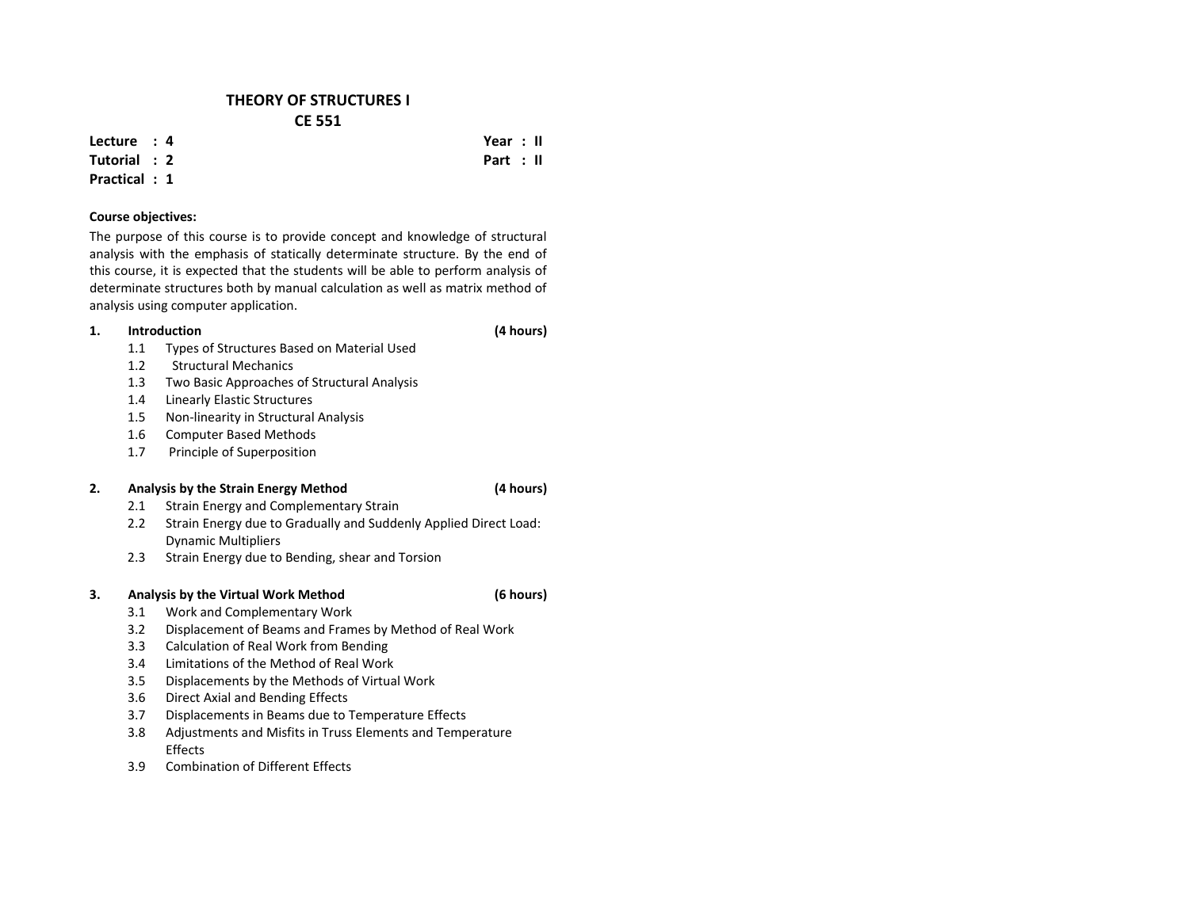# THEORY OF STRUCTURES I
## CE 551

**Lecture : 4** | **Year : II**
**Tutorial : 2** | **Part : II**
**Practical : 1**

**Course objectives:**

The purpose of this course is to provide concept and knowledge of structural analysis with the emphasis of statically determinate structure. By the end of this course, it is expected that the students will be able to perform analysis of determinate structures both by manual calculation as well as matrix method of analysis using computer application.

**1. Introduction (4 hours)**

- 1.1 Types of Structures Based on Material Used
- 1.2 Structural Mechanics
- 1.3 Two Basic Approaches of Structural Analysis
- 1.4 Linearly Elastic Structures
- 1.5 Non-linearity in Structural Analysis
- 1.6 Computer Based Methods
- 1.7 Principle of Superposition

**2. Analysis by the Strain Energy Method (4 hours)**

- 2.1 Strain Energy and Complementary Strain
- 2.2 Strain Energy due to Gradually and Suddenly Applied Direct Load: Dynamic Multipliers
- 2.3 Strain Energy due to Bending, shear and Torsion

**3. Analysis by the Virtual Work Method (6 hours)**

- 3.1 Work and Complementary Work
- 3.2 Displacement of Beams and Frames by Method of Real Work
- 3.3 Calculation of Real Work from Bending
- 3.4 Limitations of the Method of Real Work
- 3.5 Displacements by the Methods of Virtual Work
- 3.6 Direct Axial and Bending Effects
- 3.7 Displacements in Beams due to Temperature Effects
- 3.8 Adjustments and Misfits in Truss Elements and Temperature Effects
- 3.9 Combination of Different Effects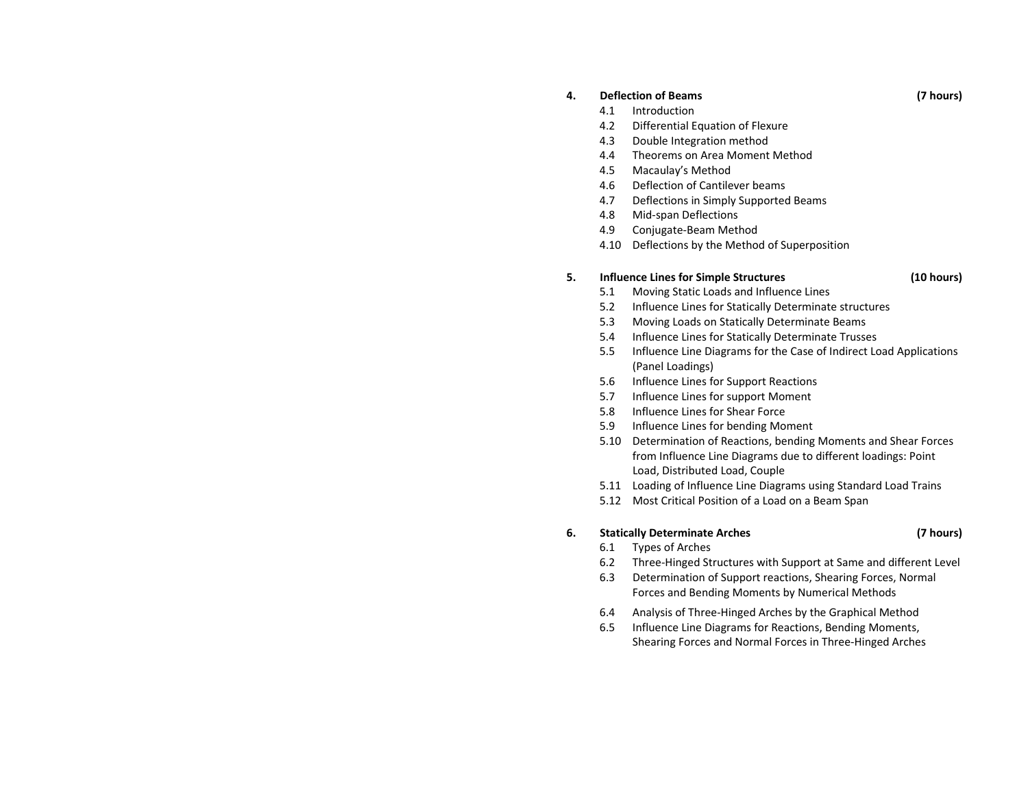**4. Deflection of Beams (7 hours)**

- 4.1 Introduction
- 4.2 Differential Equation of Flexure
- 4.3 Double Integration method
- 4.4 Theorems on Area Moment Method
- 4.5 Macaulay's Method
- 4.6 Deflection of Cantilever beams
- 4.7 Deflections in Simply Supported Beams
- 4.8 Mid-span Deflections
- 4.9 Conjugate-Beam Method
- 4.10 Deflections by the Method of Superposition

**5. Influence Lines for Simple Structures (10 hours)**

- 5.1 Moving Static Loads and Influence Lines
- 5.2 Influence Lines for Statically Determinate structures
- 5.3 Moving Loads on Statically Determinate Beams
- 5.4 Influence Lines for Statically Determinate Trusses
- 5.5 Influence Line Diagrams for the Case of Indirect Load Applications (Panel Loadings)
- 5.6 Influence Lines for Support Reactions
- 5.7 Influence Lines for support Moment
- 5.8 Influence Lines for Shear Force
- 5.9 Influence Lines for bending Moment
- 5.10 Determination of Reactions, bending Moments and Shear Forces from Influence Line Diagrams due to different loadings: Point Load, Distributed Load, Couple
- 5.11 Loading of Influence Line Diagrams using Standard Load Trains
- 5.12 Most Critical Position of a Load on a Beam Span

**6. Statically Determinate Arches (7 hours)**

- 6.1 Types of Arches
- 6.2 Three-Hinged Structures with Support at Same and different Level
- 6.3 Determination of Support reactions, Shearing Forces, Normal Forces and Bending Moments by Numerical Methods
- 6.4 Analysis of Three-Hinged Arches by the Graphical Method
- 6.5 Influence Line Diagrams for Reactions, Bending Moments, Shearing Forces and Normal Forces in Three-Hinged Arches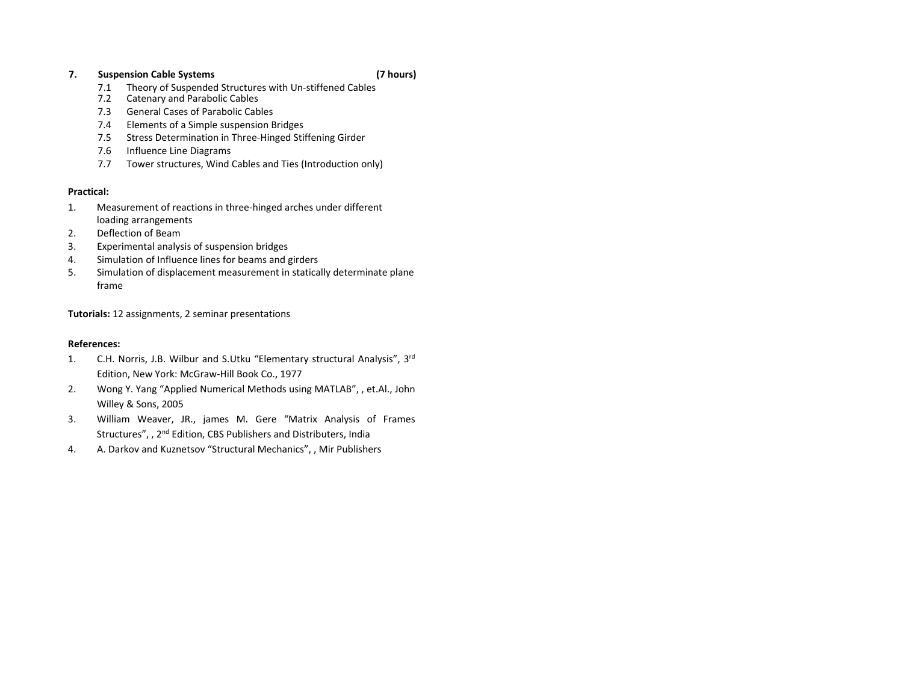**7. Suspension Cable Systems (7 hours)**

- 7.1 Theory of Suspended Structures with Un-stiffened Cables
- 7.2 Catenary and Parabolic Cables
- 7.3 General Cases of Parabolic Cables
- 7.4 Elements of a Simple suspension Bridges
- 7.5 Stress Determination in Three-Hinged Stiffening Girder
- 7.6 Influence Line Diagrams
- 7.7 Tower structures, Wind Cables and Ties (Introduction only)

**Practical:**

1. Measurement of reactions in three-hinged arches under different loading arrangements
2. Deflection of Beam
3. Experimental analysis of suspension bridges
4. Simulation of Influence lines for beams and girders
5. Simulation of displacement measurement in statically determinate plane frame

**Tutorials:** 12 assignments, 2 seminar presentations

**References:**

1. C.H. Norris, J.B. Wilbur and S.Utku "Elementary structural Analysis", 3rd Edition, New York: McGraw-Hill Book Co., 1977
2. Wong Y. Yang "Applied Numerical Methods using MATLAB", , et.Al., John Willey & Sons, 2005
3. William Weaver, JR., james M. Gere "Matrix Analysis of Frames Structures", , 2nd Edition, CBS Publishers and Distributers, India
4. A. Darkov and Kuznetsov "Structural Mechanics", , Mir Publishers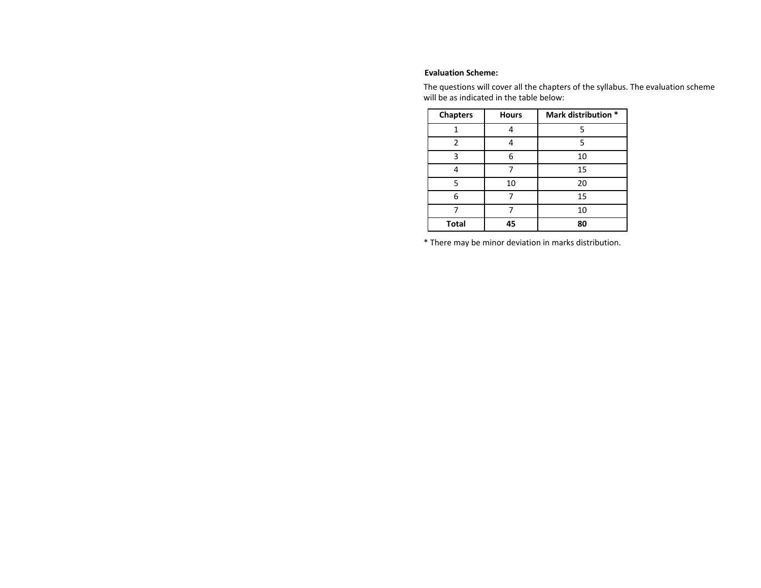**Evaluation Scheme:**

The questions will cover all the chapters of the syllabus. The evaluation scheme will be as indicated in the table below:

| Chapters | Hours | Mark distribution * |
|---|---|---|
| 1 | 4 | 5 |
| 2 | 4 | 5 |
| 3 | 6 | 10 |
| 4 | 7 | 15 |
| 5 | 10 | 20 |
| 6 | 7 | 15 |
| 7 | 7 | 10 |
| **Total** | **45** | **80** |

* There may be minor deviation in marks distribution.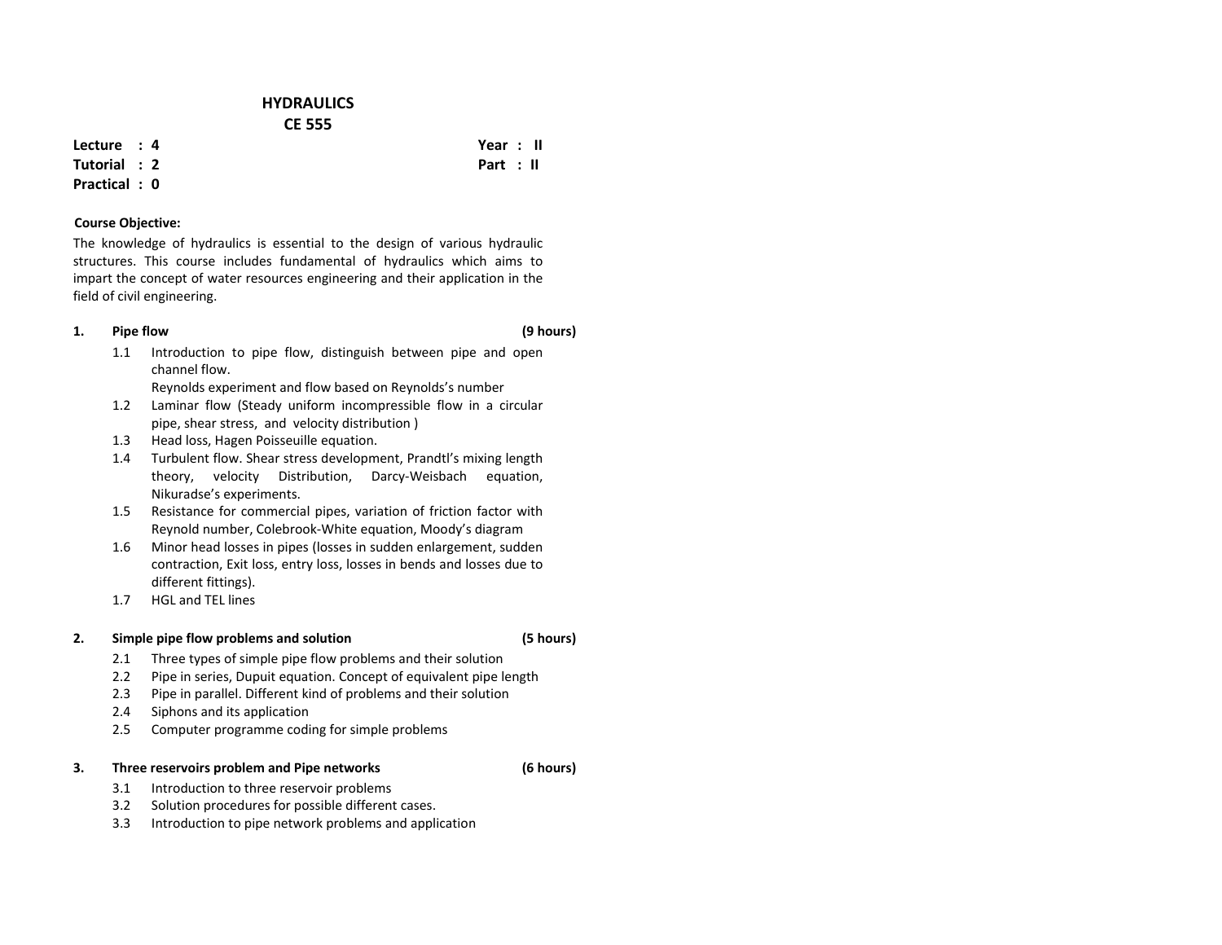# HYDRAULICS
## CE 555

**Lecture : 4** **Year : II**
**Tutorial : 2** **Part : II**
**Practical : 0**

**Course Objective:**

The knowledge of hydraulics is essential to the design of various hydraulic structures. This course includes fundamental of hydraulics which aims to impart the concept of water resources engineering and their application in the field of civil engineering.

**1. Pipe flow (9 hours)**

- 1.1 Introduction to pipe flow, distinguish between pipe and open channel flow.
  Reynolds experiment and flow based on Reynolds's number
- 1.2 Laminar flow (Steady uniform incompressible flow in a circular pipe, shear stress, and velocity distribution )
- 1.3 Head loss, Hagen Poisseuille equation.
- 1.4 Turbulent flow. Shear stress development, Prandtl's mixing length theory, velocity Distribution, Darcy-Weisbach equation, Nikuradse's experiments.
- 1.5 Resistance for commercial pipes, variation of friction factor with Reynold number, Colebrook-White equation, Moody's diagram
- 1.6 Minor head losses in pipes (losses in sudden enlargement, sudden contraction, Exit loss, entry loss, losses in bends and losses due to different fittings).
- 1.7 HGL and TEL lines

**2. Simple pipe flow problems and solution (5 hours)**

- 2.1 Three types of simple pipe flow problems and their solution
- 2.2 Pipe in series, Dupuit equation. Concept of equivalent pipe length
- 2.3 Pipe in parallel. Different kind of problems and their solution
- 2.4 Siphons and its application
- 2.5 Computer programme coding for simple problems

**3. Three reservoirs problem and Pipe networks (6 hours)**

- 3.1 Introduction to three reservoir problems
- 3.2 Solution procedures for possible different cases.
- 3.3 Introduction to pipe network problems and application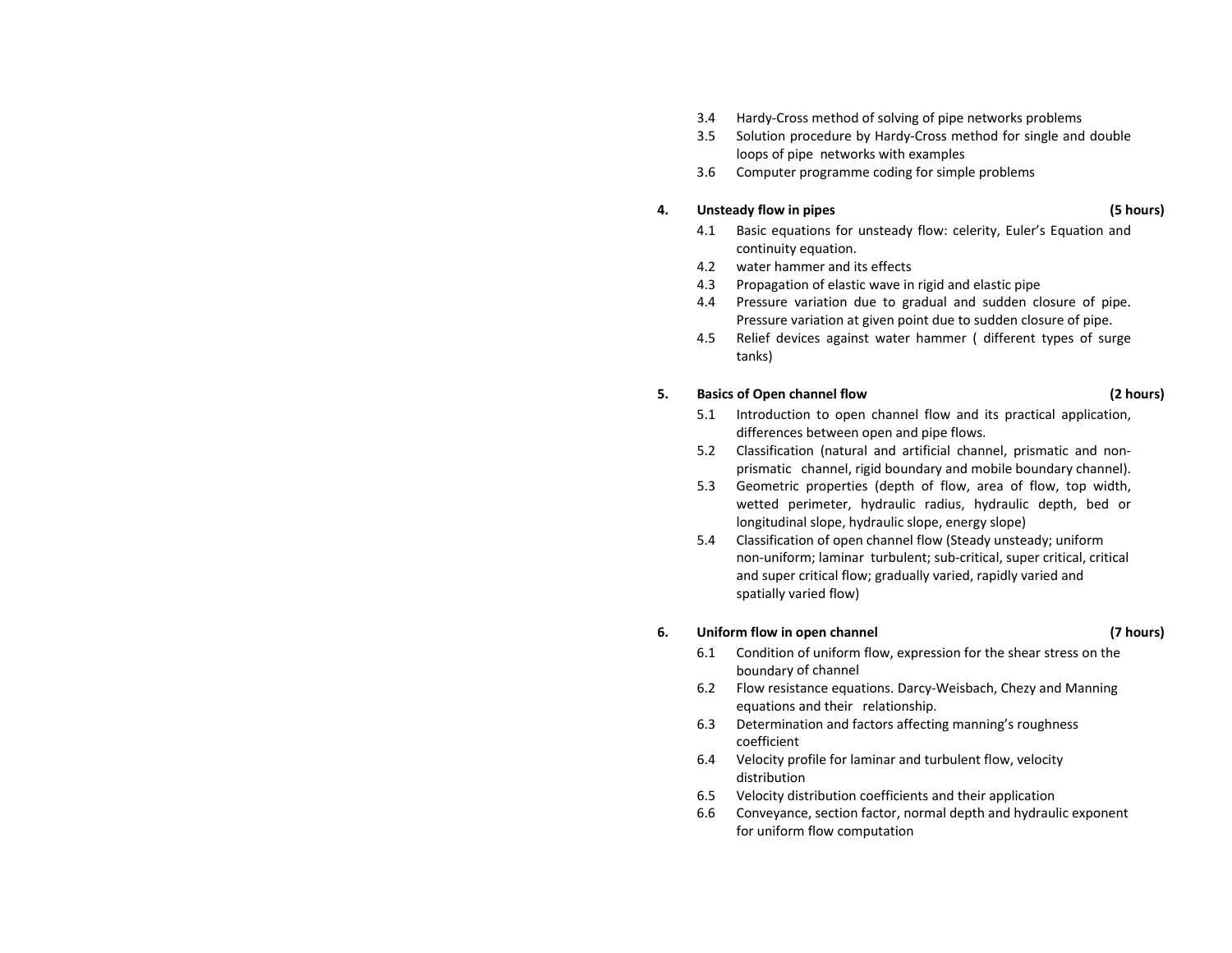3.4 Hardy-Cross method of solving of pipe networks problems
3.5 Solution procedure by Hardy-Cross method for single and double loops of pipe networks with examples
3.6 Computer programme coding for simple problems

**4. Unsteady flow in pipes (5 hours)**

4.1 Basic equations for unsteady flow: celerity, Euler's Equation and continuity equation.
4.2 water hammer and its effects
4.3 Propagation of elastic wave in rigid and elastic pipe
4.4 Pressure variation due to gradual and sudden closure of pipe. Pressure variation at given point due to sudden closure of pipe.
4.5 Relief devices against water hammer ( different types of surge tanks)

**5. Basics of Open channel flow (2 hours)**

5.1 Introduction to open channel flow and its practical application, differences between open and pipe flows.
5.2 Classification (natural and artificial channel, prismatic and non-prismatic channel, rigid boundary and mobile boundary channel).
5.3 Geometric properties (depth of flow, area of flow, top width, wetted perimeter, hydraulic radius, hydraulic depth, bed or longitudinal slope, hydraulic slope, energy slope)
5.4 Classification of open channel flow (Steady unsteady; uniform non-uniform; laminar turbulent; sub-critical, super critical, critical and super critical flow; gradually varied, rapidly varied and spatially varied flow)

**6. Uniform flow in open channel (7 hours)**

6.1 Condition of uniform flow, expression for the shear stress on the boundary of channel
6.2 Flow resistance equations. Darcy-Weisbach, Chezy and Manning equations and their relationship.
6.3 Determination and factors affecting manning's roughness coefficient
6.4 Velocity profile for laminar and turbulent flow, velocity distribution
6.5 Velocity distribution coefficients and their application
6.6 Conveyance, section factor, normal depth and hydraulic exponent for uniform flow computation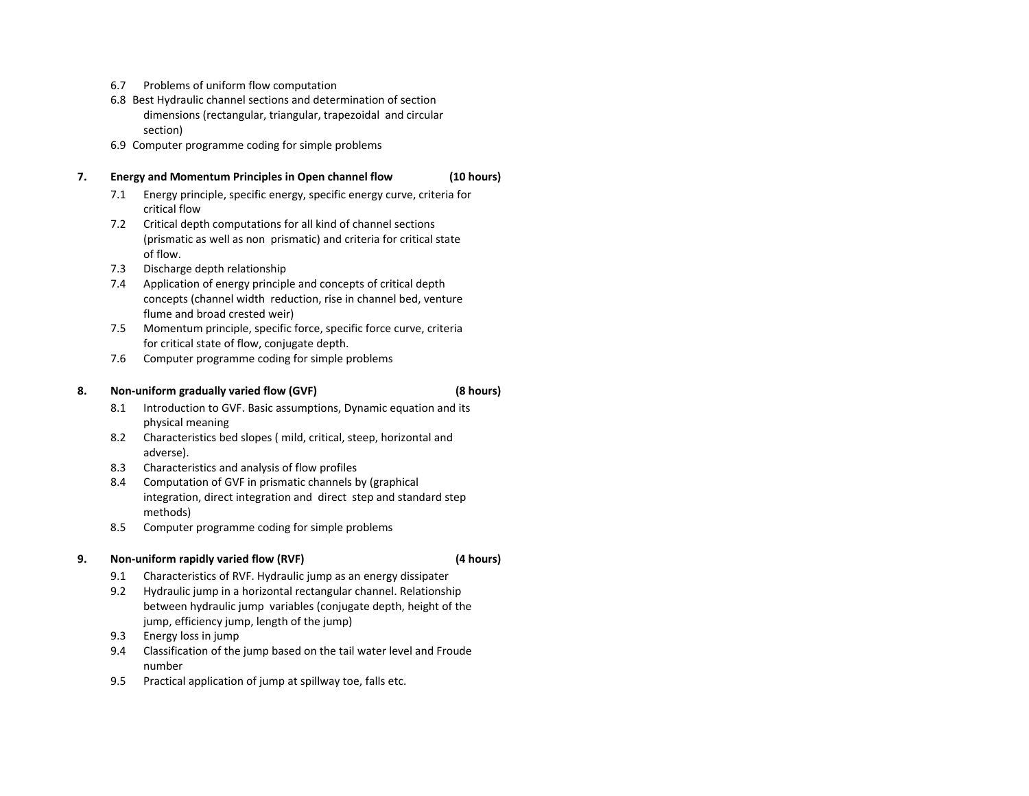- 6.7 Problems of uniform flow computation
- 6.8 Best Hydraulic channel sections and determination of section dimensions (rectangular, triangular, trapezoidal and circular section)
- 6.9 Computer programme coding for simple problems

**7. Energy and Momentum Principles in Open channel flow (10 hours)**

- 7.1 Energy principle, specific energy, specific energy curve, criteria for critical flow
- 7.2 Critical depth computations for all kind of channel sections (prismatic as well as non prismatic) and criteria for critical state of flow.
- 7.3 Discharge depth relationship
- 7.4 Application of energy principle and concepts of critical depth concepts (channel width reduction, rise in channel bed, venture flume and broad crested weir)
- 7.5 Momentum principle, specific force, specific force curve, criteria for critical state of flow, conjugate depth.
- 7.6 Computer programme coding for simple problems

**8. Non-uniform gradually varied flow (GVF) (8 hours)**

- 8.1 Introduction to GVF. Basic assumptions, Dynamic equation and its physical meaning
- 8.2 Characteristics bed slopes ( mild, critical, steep, horizontal and adverse).
- 8.3 Characteristics and analysis of flow profiles
- 8.4 Computation of GVF in prismatic channels by (graphical integration, direct integration and direct step and standard step methods)
- 8.5 Computer programme coding for simple problems

**9. Non-uniform rapidly varied flow (RVF) (4 hours)**

- 9.1 Characteristics of RVF. Hydraulic jump as an energy dissipater
- 9.2 Hydraulic jump in a horizontal rectangular channel. Relationship between hydraulic jump variables (conjugate depth, height of the jump, efficiency jump, length of the jump)
- 9.3 Energy loss in jump
- 9.4 Classification of the jump based on the tail water level and Froude number
- 9.5 Practical application of jump at spillway toe, falls etc.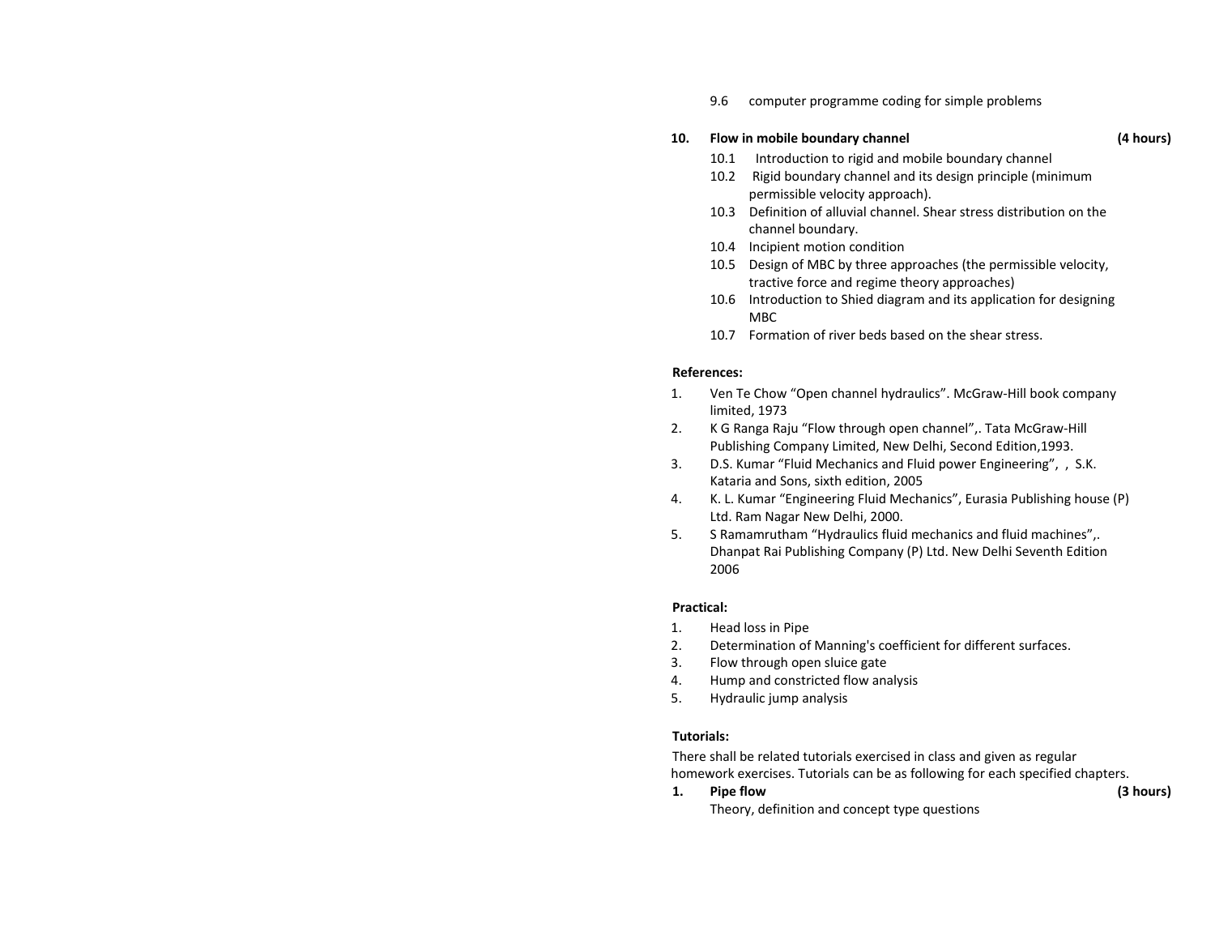9.6 computer programme coding for simple problems

**10. Flow in mobile boundary channel (4 hours)**

10.1 Introduction to rigid and mobile boundary channel

10.2 Rigid boundary channel and its design principle (minimum permissible velocity approach).

10.3 Definition of alluvial channel. Shear stress distribution on the channel boundary.

10.4 Incipient motion condition

10.5 Design of MBC by three approaches (the permissible velocity, tractive force and regime theory approaches)

10.6 Introduction to Shied diagram and its application for designing MBC

10.7 Formation of river beds based on the shear stress.

**References:**

1. Ven Te Chow "Open channel hydraulics". McGraw-Hill book company limited, 1973
2. K G Ranga Raju "Flow through open channel",. Tata McGraw-Hill Publishing Company Limited, New Delhi, Second Edition,1993.
3. D.S. Kumar "Fluid Mechanics and Fluid power Engineering", , S.K. Kataria and Sons, sixth edition, 2005
4. K. L. Kumar "Engineering Fluid Mechanics", Eurasia Publishing house (P) Ltd. Ram Nagar New Delhi, 2000.
5. S Ramamrutham "Hydraulics fluid mechanics and fluid machines",. Dhanpat Rai Publishing Company (P) Ltd. New Delhi Seventh Edition 2006

**Practical:**

1. Head loss in Pipe
2. Determination of Manning's coefficient for different surfaces.
3. Flow through open sluice gate
4. Hump and constricted flow analysis
5. Hydraulic jump analysis

**Tutorials:**

There shall be related tutorials exercised in class and given as regular homework exercises. Tutorials can be as following for each specified chapters.

**1. Pipe flow (3 hours)**

Theory, definition and concept type questions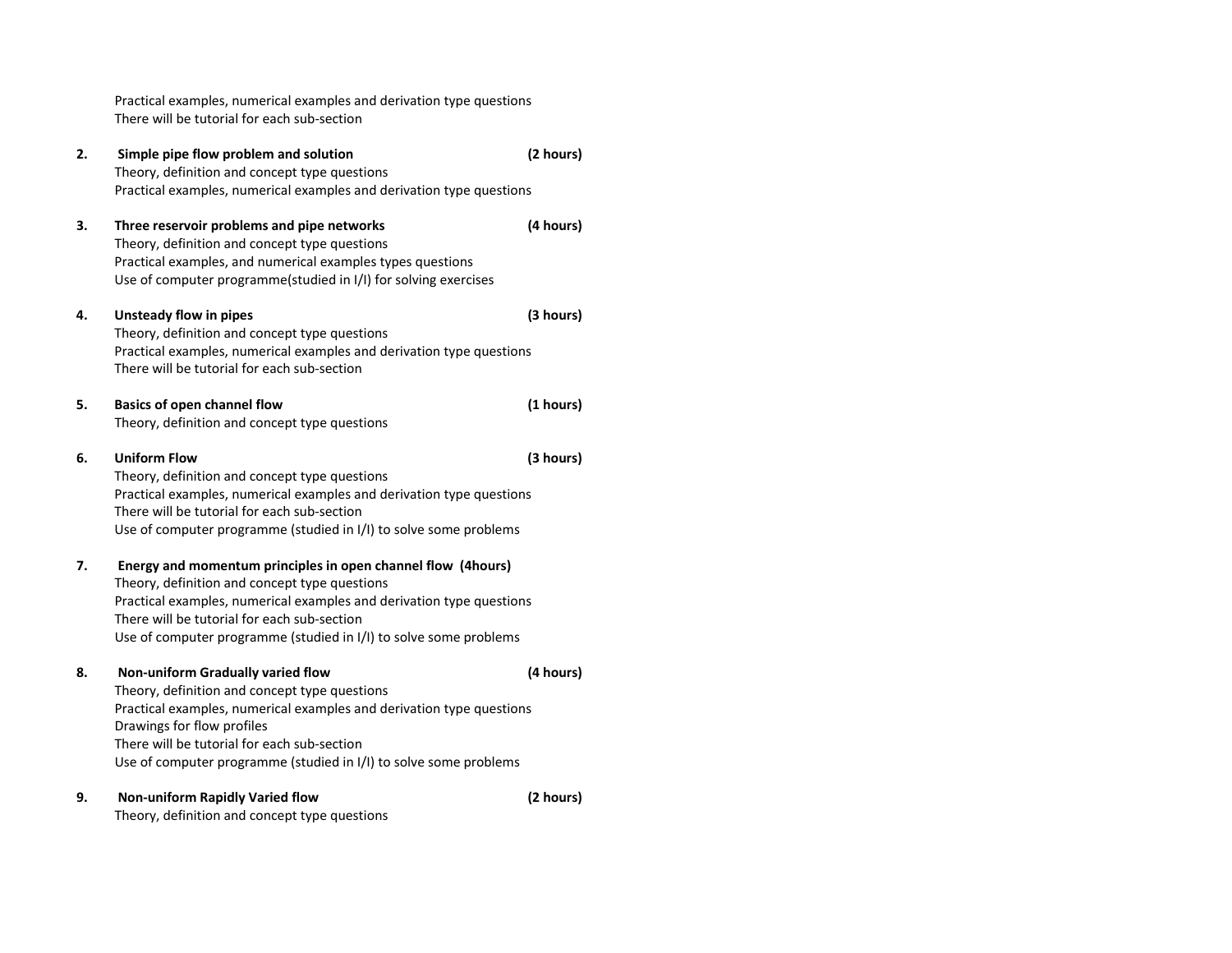Practical examples, numerical examples and derivation type questions
There will be tutorial for each sub-section

**2. Simple pipe flow problem and solution (2 hours)**

Theory, definition and concept type questions
Practical examples, numerical examples and derivation type questions

**3. Three reservoir problems and pipe networks (4 hours)**

Theory, definition and concept type questions
Practical examples, and numerical examples types questions
Use of computer programme(studied in I/I) for solving exercises

**4. Unsteady flow in pipes (3 hours)**

Theory, definition and concept type questions
Practical examples, numerical examples and derivation type questions
There will be tutorial for each sub-section

**5. Basics of open channel flow (1 hours)**

Theory, definition and concept type questions

**6. Uniform Flow (3 hours)**

Theory, definition and concept type questions
Practical examples, numerical examples and derivation type questions
There will be tutorial for each sub-section
Use of computer programme (studied in I/I) to solve some problems

**7. Energy and momentum principles in open channel flow (4hours)**

Theory, definition and concept type questions
Practical examples, numerical examples and derivation type questions
There will be tutorial for each sub-section
Use of computer programme (studied in I/I) to solve some problems

**8. Non-uniform Gradually varied flow (4 hours)**

Theory, definition and concept type questions
Practical examples, numerical examples and derivation type questions
Drawings for flow profiles
There will be tutorial for each sub-section
Use of computer programme (studied in I/I) to solve some problems

**9. Non-uniform Rapidly Varied flow (2 hours)**

Theory, definition and concept type questions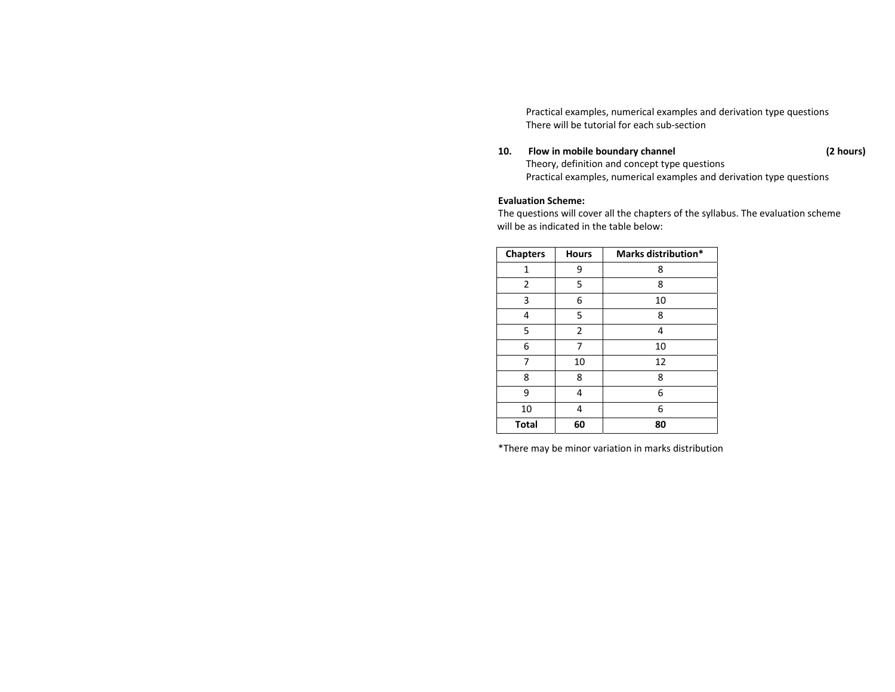Practical examples, numerical examples and derivation type questions
There will be tutorial for each sub-section

**10. Flow in mobile boundary channel (2 hours)**

Theory, definition and concept type questions
Practical examples, numerical examples and derivation type questions

**Evaluation Scheme:**

The questions will cover all the chapters of the syllabus. The evaluation scheme will be as indicated in the table below:

| Chapters | Hours | Marks distribution* |
|---|---|---|
| 1 | 9 | 8 |
| 2 | 5 | 8 |
| 3 | 6 | 10 |
| 4 | 5 | 8 |
| 5 | 2 | 4 |
| 6 | 7 | 10 |
| 7 | 10 | 12 |
| 8 | 8 | 8 |
| 9 | 4 | 6 |
| 10 | 4 | 6 |
| **Total** | **60** | **80** |

*There may be minor variation in marks distribution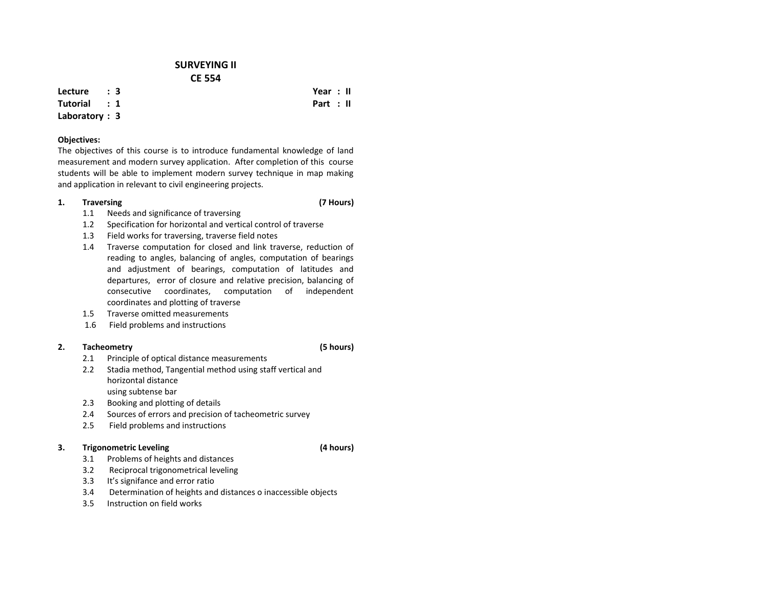# SURVEYING II
## CE 554

**Lecture : 3** **Year : II**
**Tutorial : 1** **Part : II**
**Laboratory : 3**

**Objectives:**
The objectives of this course is to introduce fundamental knowledge of land measurement and modern survey application. After completion of this course students will be able to implement modern survey technique in map making and application in relevant to civil engineering projects.

**1. Traversing (7 Hours)**

1.1 Needs and significance of traversing
1.2 Specification for horizontal and vertical control of traverse
1.3 Field works for traversing, traverse field notes
1.4 Traverse computation for closed and link traverse, reduction of reading to angles, balancing of angles, computation of bearings and adjustment of bearings, computation of latitudes and departures, error of closure and relative precision, balancing of consecutive coordinates, computation of independent coordinates and plotting of traverse
1.5 Traverse omitted measurements
1.6 Field problems and instructions

**2. Tacheometry (5 hours)**

2.1 Principle of optical distance measurements
2.2 Stadia method, Tangential method using staff vertical and horizontal distance using subtense bar
2.3 Booking and plotting of details
2.4 Sources of errors and precision of tacheometric survey
2.5 Field problems and instructions

**3. Trigonometric Leveling (4 hours)**

3.1 Problems of heights and distances
3.2 Reciprocal trigonometrical leveling
3.3 It's signifance and error ratio
3.4 Determination of heights and distances o inaccessible objects
3.5 Instruction on field works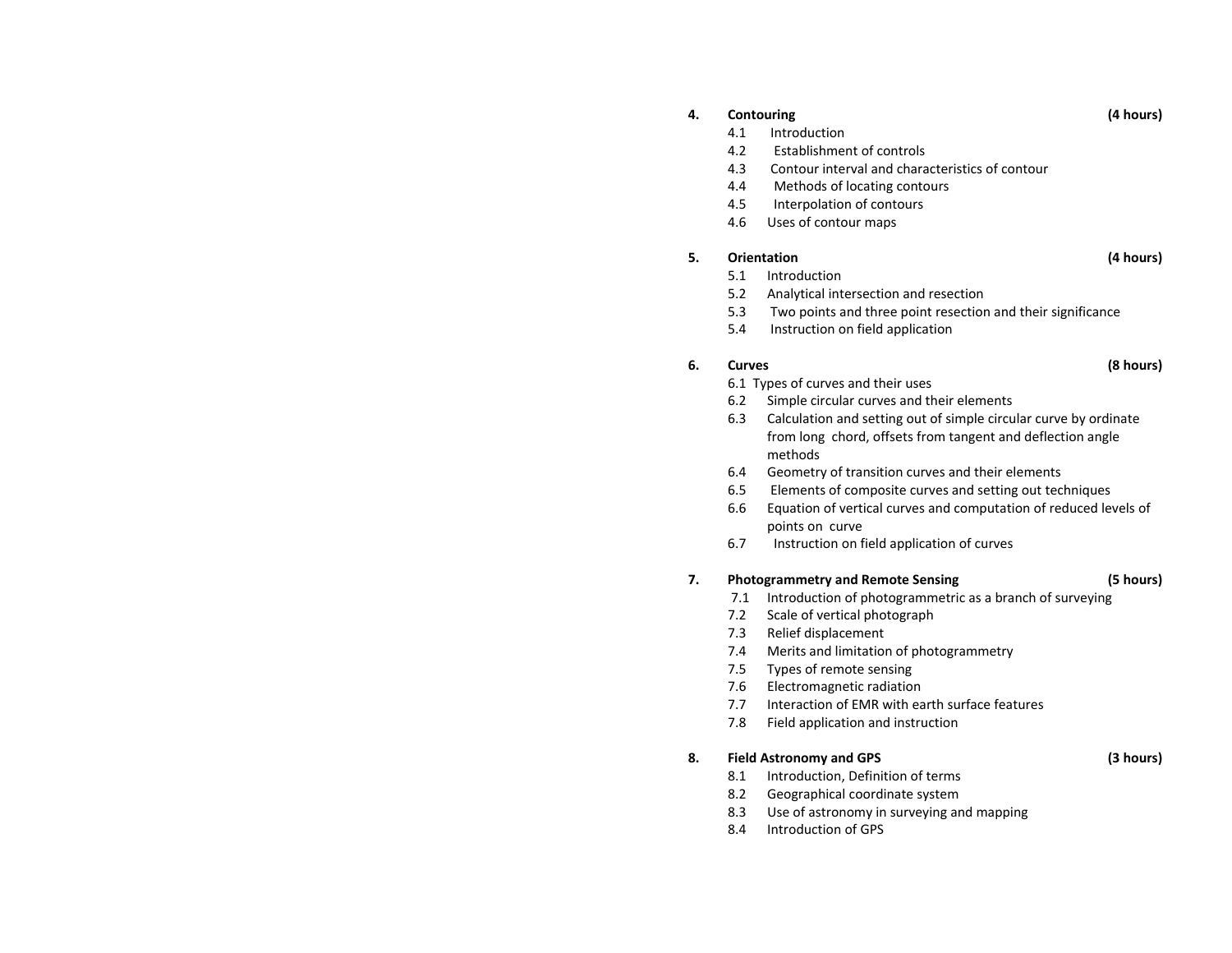**4. Contouring (4 hours)**

- 4.1 Introduction
- 4.2 Establishment of controls
- 4.3 Contour interval and characteristics of contour
- 4.4 Methods of locating contours
- 4.5 Interpolation of contours
- 4.6 Uses of contour maps

**5. Orientation (4 hours)**

- 5.1 Introduction
- 5.2 Analytical intersection and resection
- 5.3 Two points and three point resection and their significance
- 5.4 Instruction on field application

**6. Curves (8 hours)**

- 6.1 Types of curves and their uses
- 6.2 Simple circular curves and their elements
- 6.3 Calculation and setting out of simple circular curve by ordinate from long chord, offsets from tangent and deflection angle methods
- 6.4 Geometry of transition curves and their elements
- 6.5 Elements of composite curves and setting out techniques
- 6.6 Equation of vertical curves and computation of reduced levels of points on curve
- 6.7 Instruction on field application of curves

**7. Photogrammetry and Remote Sensing (5 hours)**

- 7.1 Introduction of photogrammetric as a branch of surveying
- 7.2 Scale of vertical photograph
- 7.3 Relief displacement
- 7.4 Merits and limitation of photogrammetry
- 7.5 Types of remote sensing
- 7.6 Electromagnetic radiation
- 7.7 Interaction of EMR with earth surface features
- 7.8 Field application and instruction

**8. Field Astronomy and GPS (3 hours)**

- 8.1 Introduction, Definition of terms
- 8.2 Geographical coordinate system
- 8.3 Use of astronomy in surveying and mapping
- 8.4 Introduction of GPS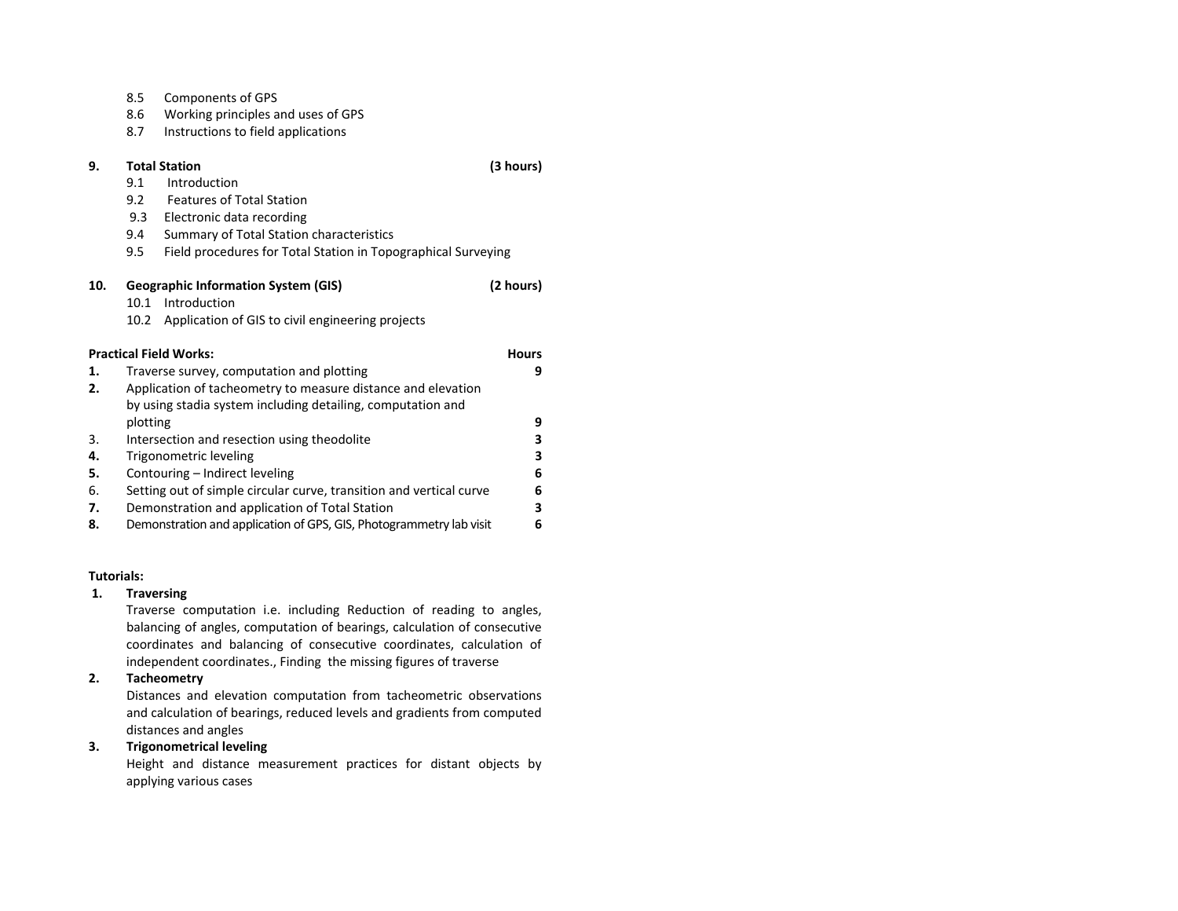8.5 Components of GPS
8.6 Working principles and uses of GPS
8.7 Instructions to field applications

**9. Total Station** **(3 hours)**

9.1 Introduction
9.2 Features of Total Station
9.3 Electronic data recording
9.4 Summary of Total Station characteristics
9.5 Field procedures for Total Station in Topographical Surveying

**10. Geographic Information System (GIS)** **(2 hours)**

10.1 Introduction
10.2 Application of GIS to civil engineering projects

| **Practical Field Works:** | | **Hours** |
|---|---|---|
| **1.** | Traverse survey, computation and plotting | **9** |
| **2.** | Application of tacheometry to measure distance and elevation by using stadia system including detailing, computation and plotting | **9** |
| 3. | Intersection and resection using theodolite | **3** |
| **4.** | Trigonometric leveling | **3** |
| **5.** | Contouring – Indirect leveling | **6** |
| 6. | Setting out of simple circular curve, transition and vertical curve | **6** |
| **7.** | Demonstration and application of Total Station | **3** |
| **8.** | Demonstration and application of GPS, GIS, Photogrammetry lab visit | **6** |

**Tutorials:**

**1. Traversing**

Traverse computation i.e. including Reduction of reading to angles, balancing of angles, computation of bearings, calculation of consecutive coordinates and balancing of consecutive coordinates, calculation of independent coordinates., Finding the missing figures of traverse

**2. Tacheometry**

Distances and elevation computation from tacheometric observations and calculation of bearings, reduced levels and gradients from computed distances and angles

**3. Trigonometrical leveling**

Height and distance measurement practices for distant objects by applying various cases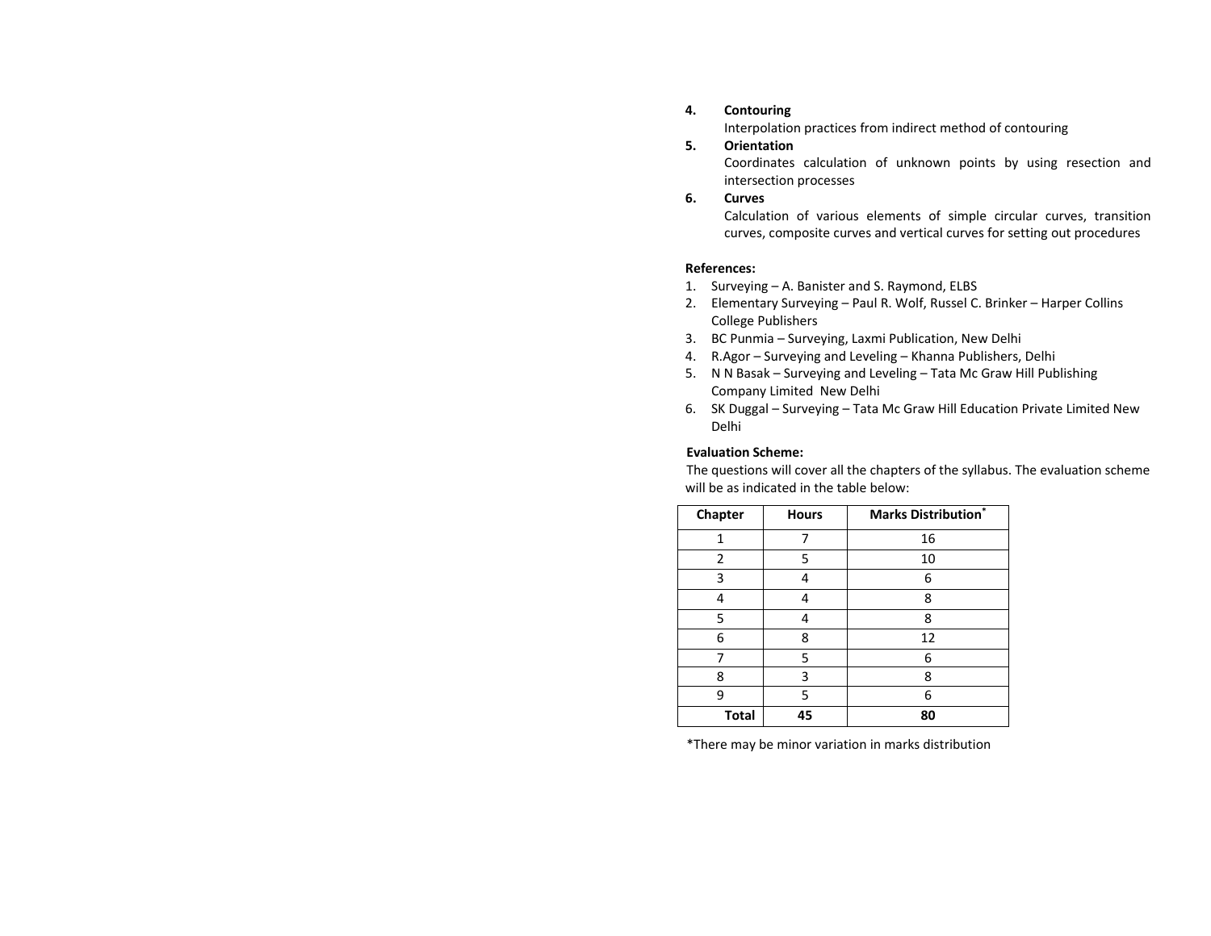4. **Contouring**

   Interpolation practices from indirect method of contouring

5. **Orientation**

   Coordinates calculation of unknown points by using resection and intersection processes

6. **Curves**

   Calculation of various elements of simple circular curves, transition curves, composite curves and vertical curves for setting out procedures

**References:**

1. Surveying – A. Banister and S. Raymond, ELBS
2. Elementary Surveying – Paul R. Wolf, Russel C. Brinker – Harper Collins College Publishers
3. BC Punmia – Surveying, Laxmi Publication, New Delhi
4. R.Agor – Surveying and Leveling – Khanna Publishers, Delhi
5. N N Basak – Surveying and Leveling – Tata Mc Graw Hill Publishing Company Limited New Delhi
6. SK Duggal – Surveying – Tata Mc Graw Hill Education Private Limited New Delhi

**Evaluation Scheme:**

The questions will cover all the chapters of the syllabus. The evaluation scheme will be as indicated in the table below:

| Chapter | Hours | Marks Distribution* |
|---|---|---|
| 1 | 7 | 16 |
| 2 | 5 | 10 |
| 3 | 4 | 6 |
| 4 | 4 | 8 |
| 5 | 4 | 8 |
| 6 | 8 | 12 |
| 7 | 5 | 6 |
| 8 | 3 | 8 |
| 9 | 5 | 6 |
| **Total** | **45** | **80** |

*There may be minor variation in marks distribution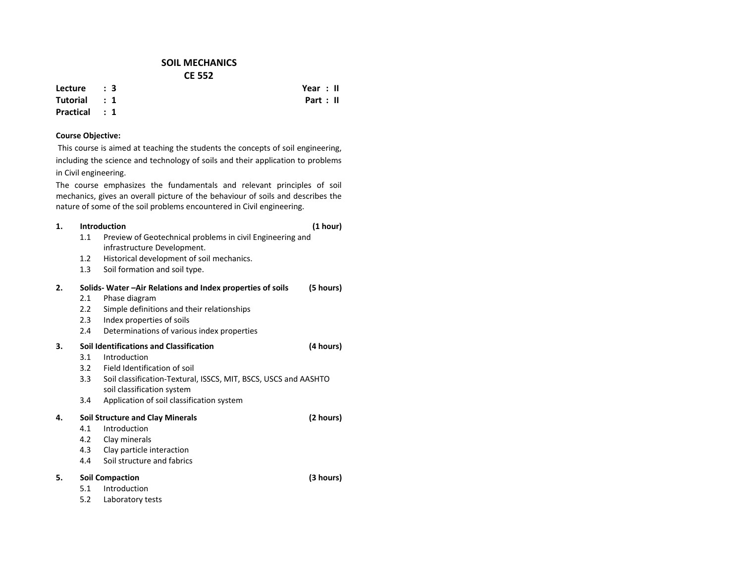# SOIL MECHANICS
## CE 552

**Lecture : 3** | **Year : II**
**Tutorial : 1** | **Part : II**
**Practical : 1**

**Course Objective:**

This course is aimed at teaching the students the concepts of soil engineering, including the science and technology of soils and their application to problems in Civil engineering.

The course emphasizes the fundamentals and relevant principles of soil mechanics, gives an overall picture of the behaviour of soils and describes the nature of some of the soil problems encountered in Civil engineering.

**1. Introduction (1 hour)**

- 1.1 Preview of Geotechnical problems in civil Engineering and infrastructure Development.
- 1.2 Historical development of soil mechanics.
- 1.3 Soil formation and soil type.

**2. Solids- Water –Air Relations and Index properties of soils (5 hours)**

- 2.1 Phase diagram
- 2.2 Simple definitions and their relationships
- 2.3 Index properties of soils
- 2.4 Determinations of various index properties

**3. Soil Identifications and Classification (4 hours)**

- 3.1 Introduction
- 3.2 Field Identification of soil
- 3.3 Soil classification-Textural, ISSCS, MIT, BSCS, USCS and AASHTO soil classification system
- 3.4 Application of soil classification system

**4. Soil Structure and Clay Minerals (2 hours)**

- 4.1 Introduction
- 4.2 Clay minerals
- 4.3 Clay particle interaction
- 4.4 Soil structure and fabrics

**5. Soil Compaction (3 hours)**

- 5.1 Introduction
- 5.2 Laboratory tests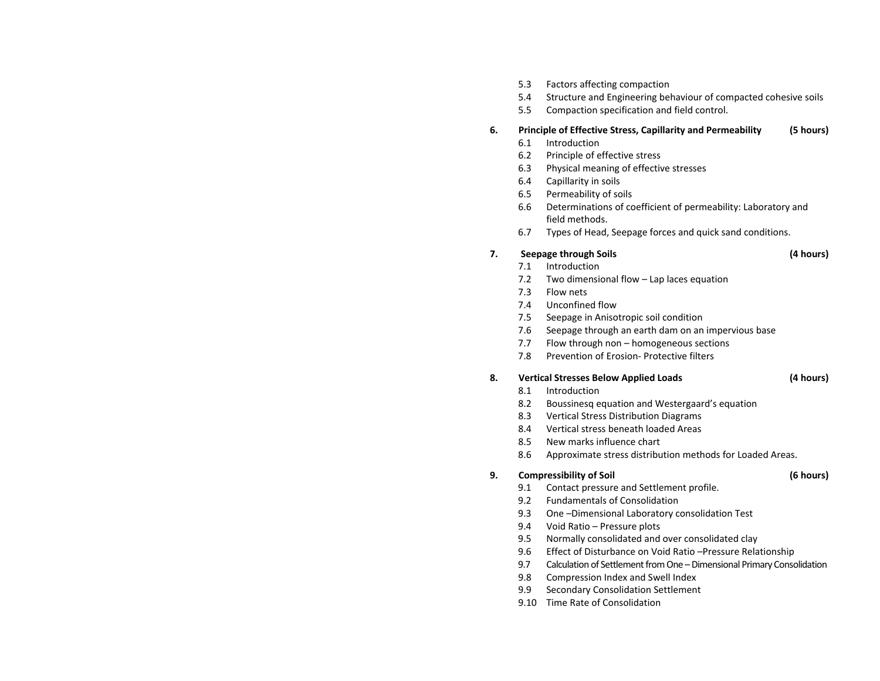5.3 Factors affecting compaction
5.4 Structure and Engineering behaviour of compacted cohesive soils
5.5 Compaction specification and field control.

**6. Principle of Effective Stress, Capillarity and Permeability (5 hours)**

6.1 Introduction
6.2 Principle of effective stress
6.3 Physical meaning of effective stresses
6.4 Capillarity in soils
6.5 Permeability of soils
6.6 Determinations of coefficient of permeability: Laboratory and field methods.
6.7 Types of Head, Seepage forces and quick sand conditions.

**7. Seepage through Soils (4 hours)**

7.1 Introduction
7.2 Two dimensional flow – Lap laces equation
7.3 Flow nets
7.4 Unconfined flow
7.5 Seepage in Anisotropic soil condition
7.6 Seepage through an earth dam on an impervious base
7.7 Flow through non – homogeneous sections
7.8 Prevention of Erosion- Protective filters

**8. Vertical Stresses Below Applied Loads (4 hours)**

8.1 Introduction
8.2 Boussinesq equation and Westergaard's equation
8.3 Vertical Stress Distribution Diagrams
8.4 Vertical stress beneath loaded Areas
8.5 New marks influence chart
8.6 Approximate stress distribution methods for Loaded Areas.

**9. Compressibility of Soil (6 hours)**

9.1 Contact pressure and Settlement profile.
9.2 Fundamentals of Consolidation
9.3 One –Dimensional Laboratory consolidation Test
9.4 Void Ratio – Pressure plots
9.5 Normally consolidated and over consolidated clay
9.6 Effect of Disturbance on Void Ratio –Pressure Relationship
9.7 Calculation of Settlement from One – Dimensional Primary Consolidation
9.8 Compression Index and Swell Index
9.9 Secondary Consolidation Settlement
9.10 Time Rate of Consolidation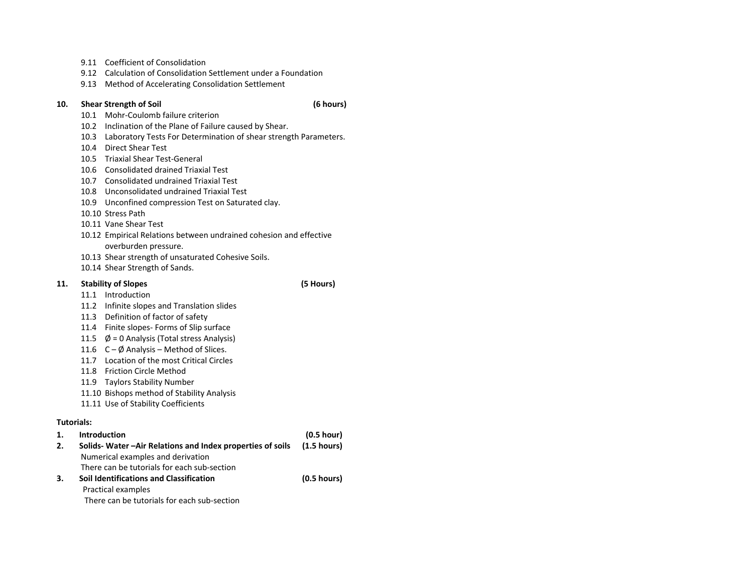9.11 Coefficient of Consolidation
9.12 Calculation of Consolidation Settlement under a Foundation
9.13 Method of Accelerating Consolidation Settlement

**10. Shear Strength of Soil (6 hours)**

10.1 Mohr-Coulomb failure criterion
10.2 Inclination of the Plane of Failure caused by Shear.
10.3 Laboratory Tests For Determination of shear strength Parameters.
10.4 Direct Shear Test
10.5 Triaxial Shear Test-General
10.6 Consolidated drained Triaxial Test
10.7 Consolidated undrained Triaxial Test
10.8 Unconsolidated undrained Triaxial Test
10.9 Unconfined compression Test on Saturated clay.
10.10 Stress Path
10.11 Vane Shear Test
10.12 Empirical Relations between undrained cohesion and effective overburden pressure.
10.13 Shear strength of unsaturated Cohesive Soils.
10.14 Shear Strength of Sands.

**11. Stability of Slopes (5 Hours)**

11.1 Introduction
11.2 Infinite slopes and Translation slides
11.3 Definition of factor of safety
11.4 Finite slopes- Forms of Slip surface
11.5 $\phi = 0$ Analysis (Total stress Analysis)
11.6 $C - \phi$ Analysis – Method of Slices.
11.7 Location of the most Critical Circles
11.8 Friction Circle Method
11.9 Taylors Stability Number
11.10 Bishops method of Stability Analysis
11.11 Use of Stability Coefficients

**Tutorials:**

**1. Introduction (0.5 hour)**

**2. Solids- Water –Air Relations and Index properties of soils (1.5 hours)**

Numerical examples and derivation
There can be tutorials for each sub-section

**3. Soil Identifications and Classification (0.5 hours)**

Practical examples
There can be tutorials for each sub-section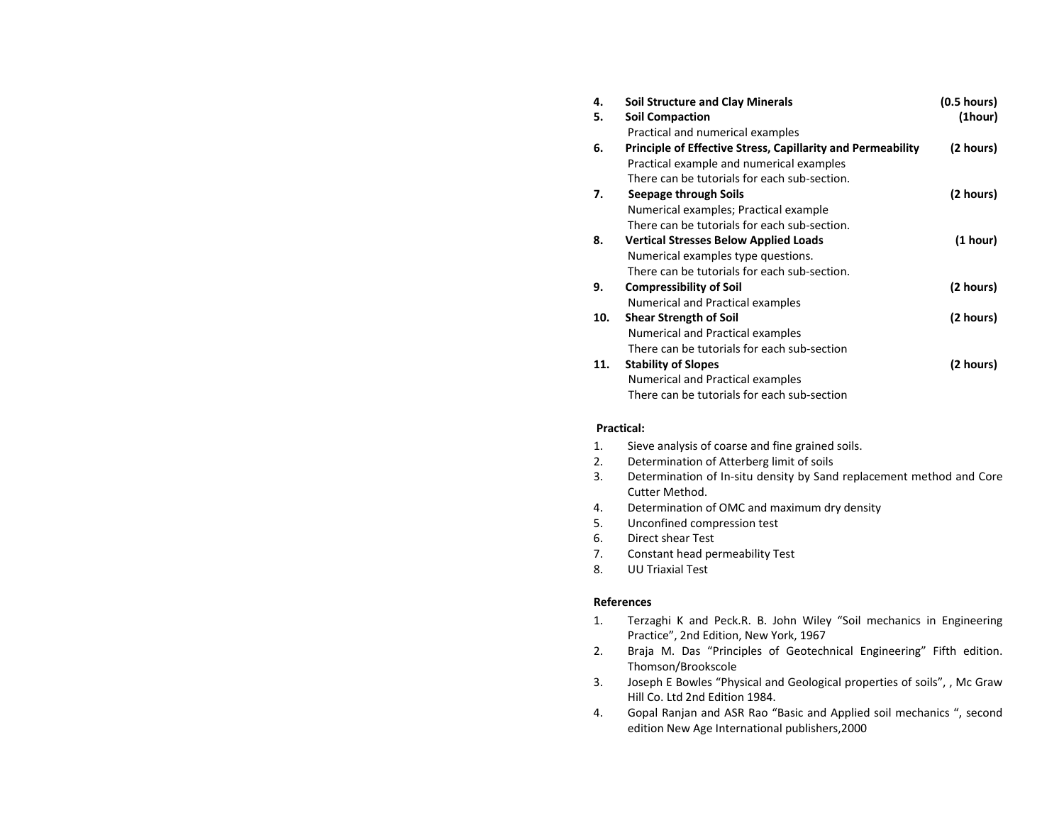4. **Soil Structure and Clay Minerals** **(0.5 hours)**
5. **Soil Compaction** **(1hour)**
   Practical and numerical examples
6. **Principle of Effective Stress, Capillarity and Permeability** **(2 hours)**
   Practical example and numerical examples
   There can be tutorials for each sub-section.
7. **Seepage through Soils** **(2 hours)**
   Numerical examples; Practical example
   There can be tutorials for each sub-section.
8. **Vertical Stresses Below Applied Loads** **(1 hour)**
   Numerical examples type questions.
   There can be tutorials for each sub-section.
9. **Compressibility of Soil** **(2 hours)**
   Numerical and Practical examples
10. **Shear Strength of Soil** **(2 hours)**
    Numerical and Practical examples
    There can be tutorials for each sub-section
11. **Stability of Slopes** **(2 hours)**
    Numerical and Practical examples
    There can be tutorials for each sub-section

**Practical:**

1. Sieve analysis of coarse and fine grained soils.
2. Determination of Atterberg limit of soils
3. Determination of In-situ density by Sand replacement method and Core Cutter Method.
4. Determination of OMC and maximum dry density
5. Unconfined compression test
6. Direct shear Test
7. Constant head permeability Test
8. UU Triaxial Test

**References**

1. Terzaghi K and Peck.R. B. John Wiley "Soil mechanics in Engineering Practice", 2nd Edition, New York, 1967
2. Braja M. Das "Principles of Geotechnical Engineering" Fifth edition. Thomson/Brookscole
3. Joseph E Bowles "Physical and Geological properties of soils", , Mc Graw Hill Co. Ltd 2nd Edition 1984.
4. Gopal Ranjan and ASR Rao "Basic and Applied soil mechanics ", second edition New Age International publishers,2000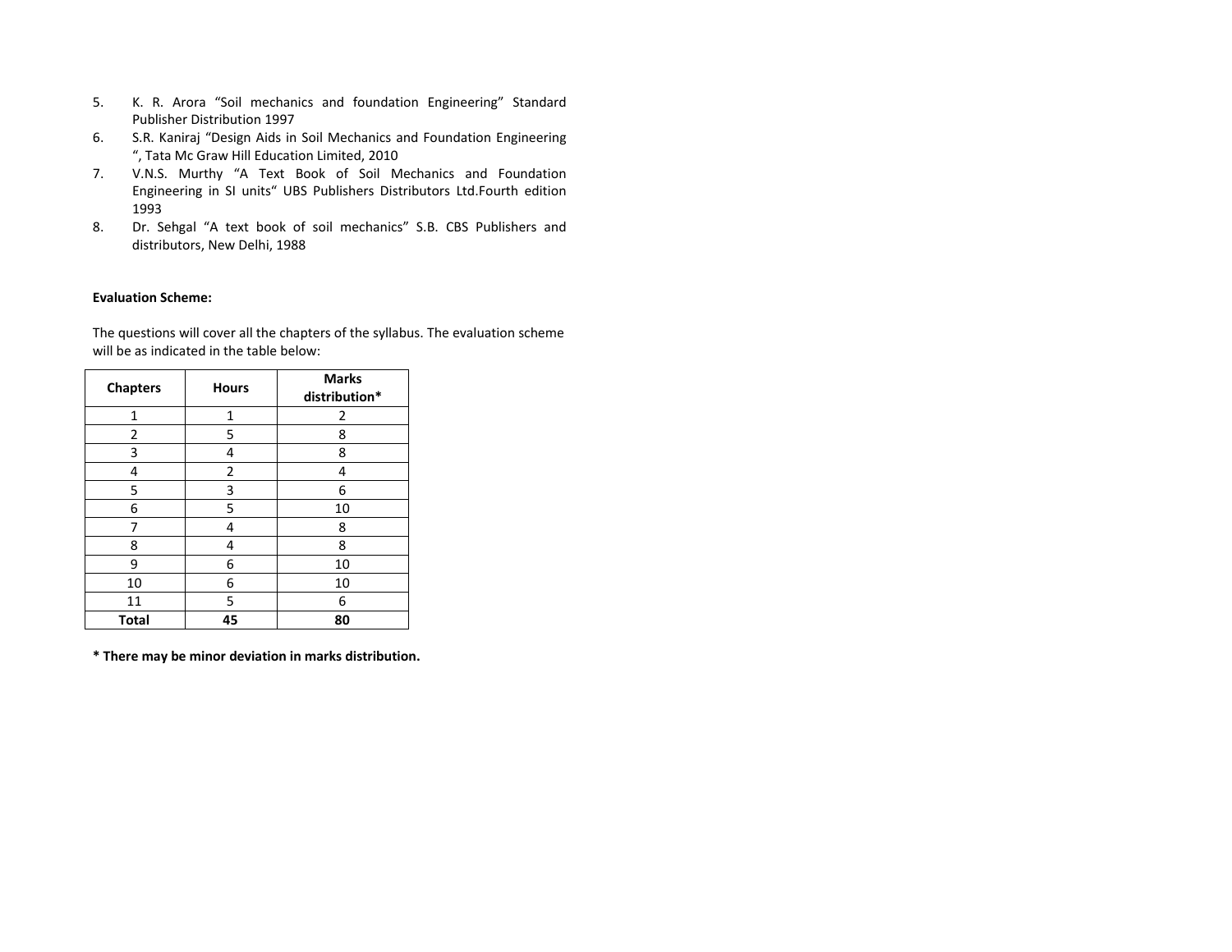5. K. R. Arora “Soil mechanics and foundation Engineering” Standard Publisher Distribution 1997
6. S.R. Kaniraj “Design Aids in Soil Mechanics and Foundation Engineering “, Tata Mc Graw Hill Education Limited, 2010
7. V.N.S. Murthy “A Text Book of Soil Mechanics and Foundation Engineering in SI units“ UBS Publishers Distributors Ltd.Fourth edition 1993
8. Dr. Sehgal “A text book of soil mechanics” S.B. CBS Publishers and distributors, New Delhi, 1988

**Evaluation Scheme:**

The questions will cover all the chapters of the syllabus. The evaluation scheme will be as indicated in the table below:

| Chapters | Hours | Marks distribution* |
|---|---|---|
| 1 | 1 | 2 |
| 2 | 5 | 8 |
| 3 | 4 | 8 |
| 4 | 2 | 4 |
| 5 | 3 | 6 |
| 6 | 5 | 10 |
| 7 | 4 | 8 |
| 8 | 4 | 8 |
| 9 | 6 | 10 |
| 10 | 6 | 10 |
| 11 | 5 | 6 |
| **Total** | **45** | **80** |

**\* There may be minor deviation in marks distribution.**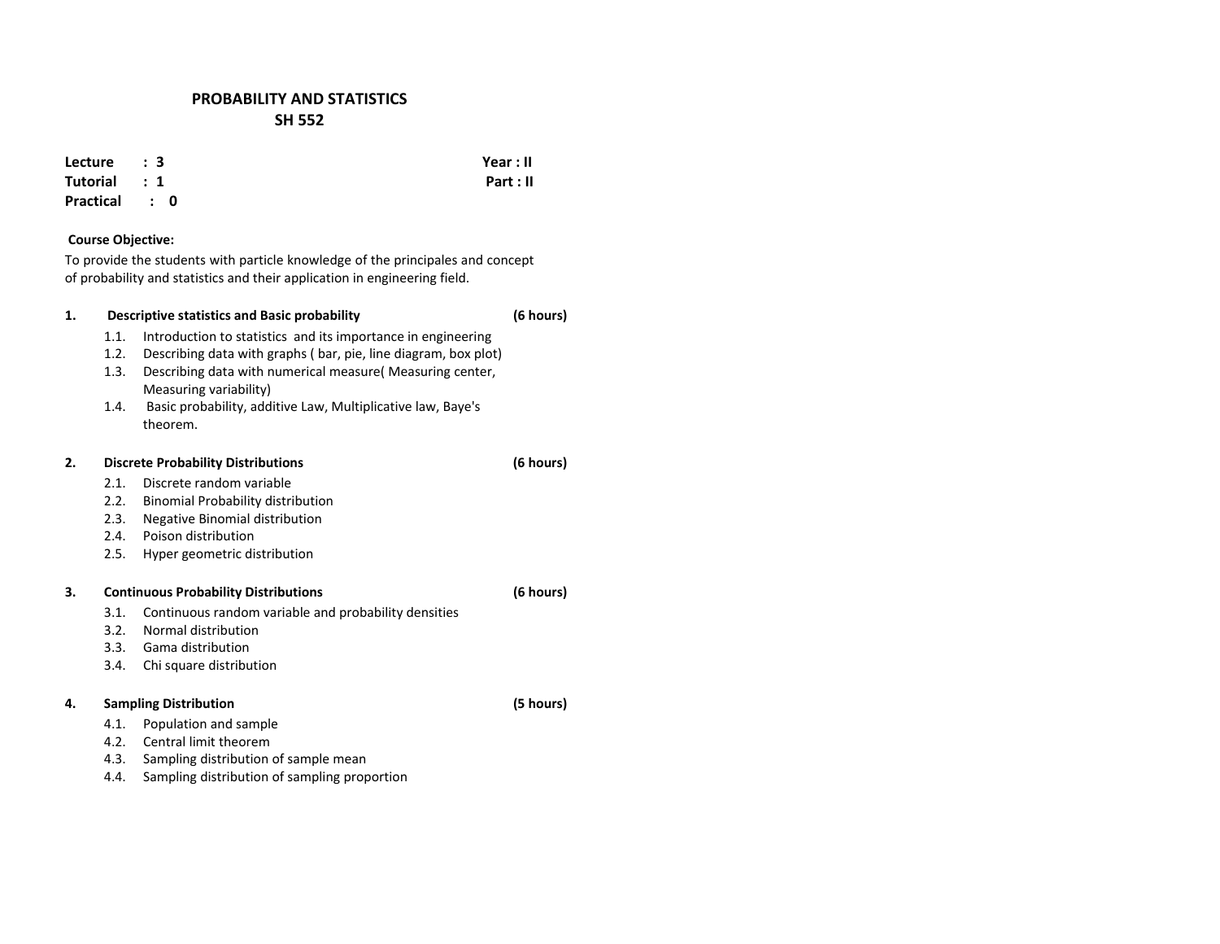# PROBABILITY AND STATISTICS
## SH 552

**Lecture : 3** &nbsp;&nbsp;&nbsp;&nbsp;&nbsp;&nbsp;&nbsp;&nbsp; **Year : II**
**Tutorial : 1** &nbsp;&nbsp;&nbsp;&nbsp;&nbsp;&nbsp;&nbsp;&nbsp; **Part : II**
**Practical : 0**

**Course Objective:**

To provide the students with particle knowledge of the principales and concept of probability and statistics and their application in engineering field.

**1. Descriptive statistics and Basic probability (6 hours)**

1.1. Introduction to statistics and its importance in engineering
1.2. Describing data with graphs ( bar, pie, line diagram, box plot)
1.3. Describing data with numerical measure( Measuring center, Measuring variability)
1.4. Basic probability, additive Law, Multiplicative law, Baye's theorem.

**2. Discrete Probability Distributions (6 hours)**

2.1. Discrete random variable
2.2. Binomial Probability distribution
2.3. Negative Binomial distribution
2.4. Poison distribution
2.5. Hyper geometric distribution

**3. Continuous Probability Distributions (6 hours)**

3.1. Continuous random variable and probability densities
3.2. Normal distribution
3.3. Gama distribution
3.4. Chi square distribution

**4. Sampling Distribution (5 hours)**

4.1. Population and sample
4.2. Central limit theorem
4.3. Sampling distribution of sample mean
4.4. Sampling distribution of sampling proportion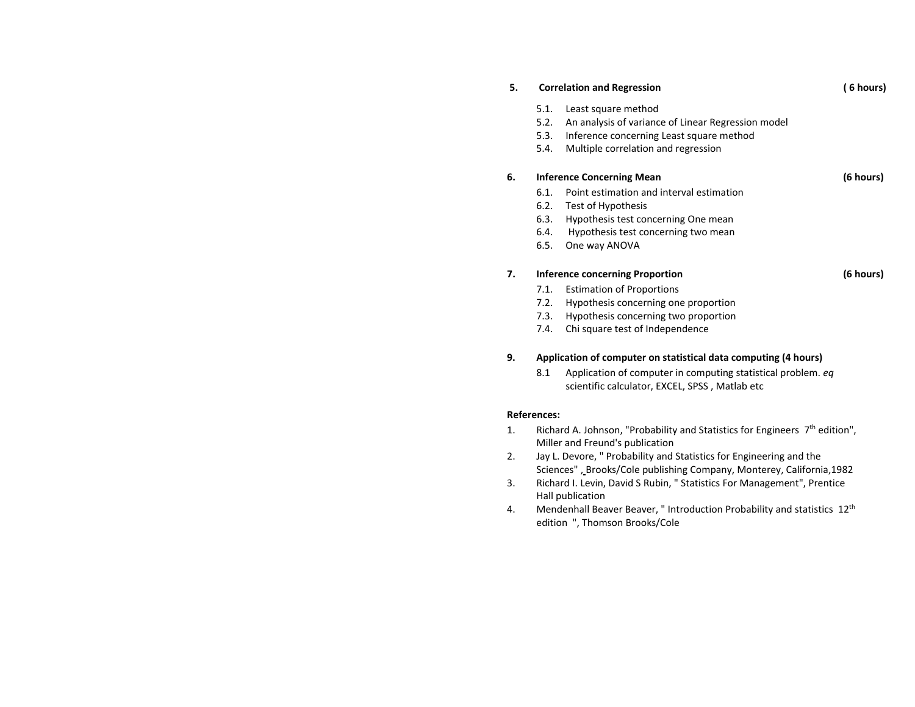**5. Correlation and Regression (6 hours)**

5.1. Least square method
5.2. An analysis of variance of Linear Regression model
5.3. Inference concerning Least square method
5.4. Multiple correlation and regression

**6. Inference Concerning Mean (6 hours)**

6.1. Point estimation and interval estimation
6.2. Test of Hypothesis
6.3. Hypothesis test concerning One mean
6.4. Hypothesis test concerning two mean
6.5. One way ANOVA

**7. Inference concerning Proportion (6 hours)**

7.1. Estimation of Proportions
7.2. Hypothesis concerning one proportion
7.3. Hypothesis concerning two proportion
7.4. Chi square test of Independence

**9. Application of computer on statistical data computing (4 hours)**

8.1 Application of computer in computing statistical problem. *eq* scientific calculator, EXCEL, SPSS , Matlab etc

**References:**

1. Richard A. Johnson, "Probability and Statistics for Engineers 7th edition", Miller and Freund's publication
2. Jay L. Devore, " Probability and Statistics for Engineering and the Sciences" , Brooks/Cole publishing Company, Monterey, California,1982
3. Richard I. Levin, David S Rubin, " Statistics For Management", Prentice Hall publication
4. Mendenhall Beaver Beaver, " Introduction Probability and statistics 12th edition ", Thomson Brooks/Cole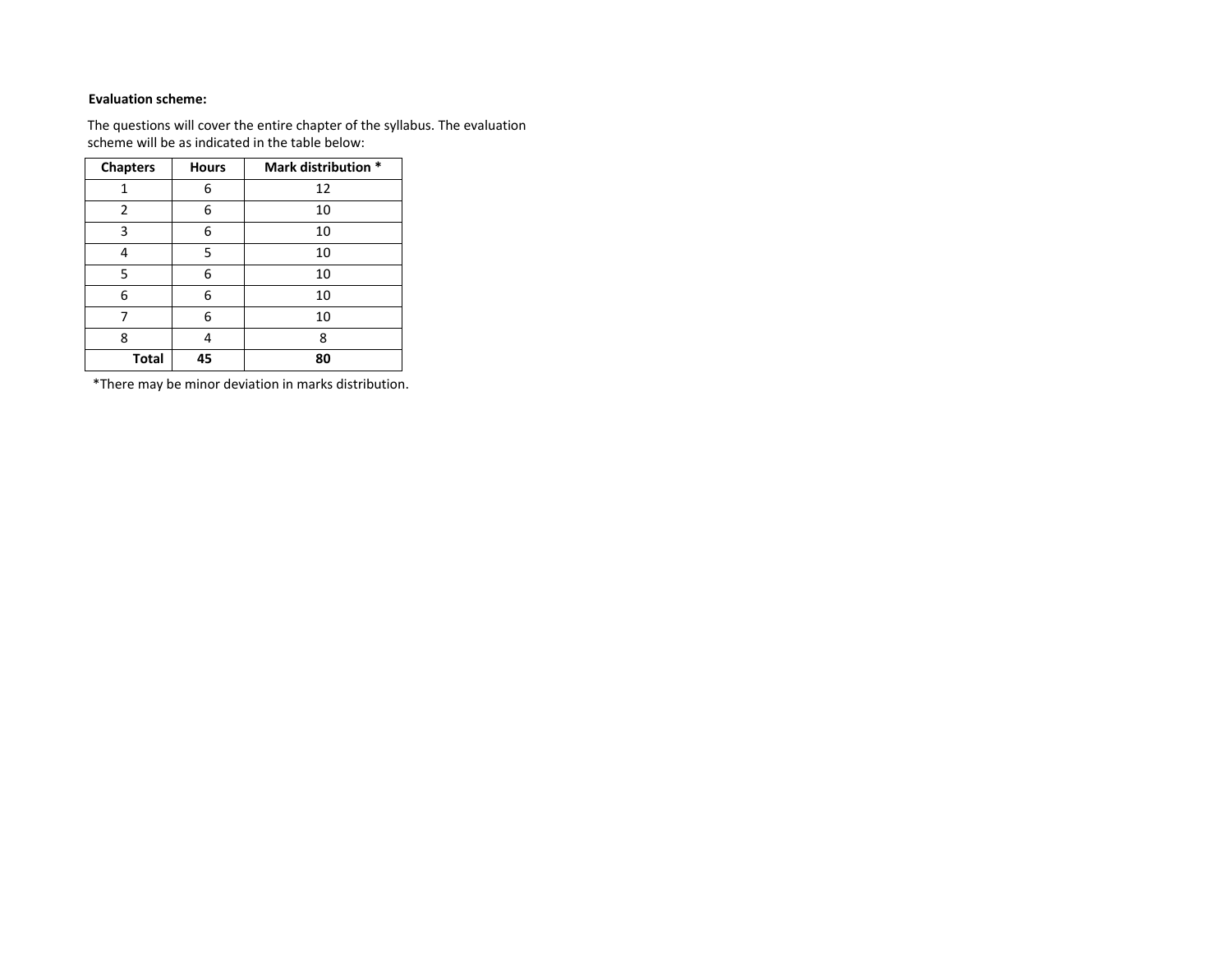**Evaluation scheme:**

The questions will cover the entire chapter of the syllabus. The evaluation scheme will be as indicated in the table below:

| Chapters | Hours | Mark distribution * |
|---|---|---|
| 1 | 6 | 12 |
| 2 | 6 | 10 |
| 3 | 6 | 10 |
| 4 | 5 | 10 |
| 5 | 6 | 10 |
| 6 | 6 | 10 |
| 7 | 6 | 10 |
| 8 | 4 | 8 |
| **Total** | **45** | **80** |

*There may be minor deviation in marks distribution.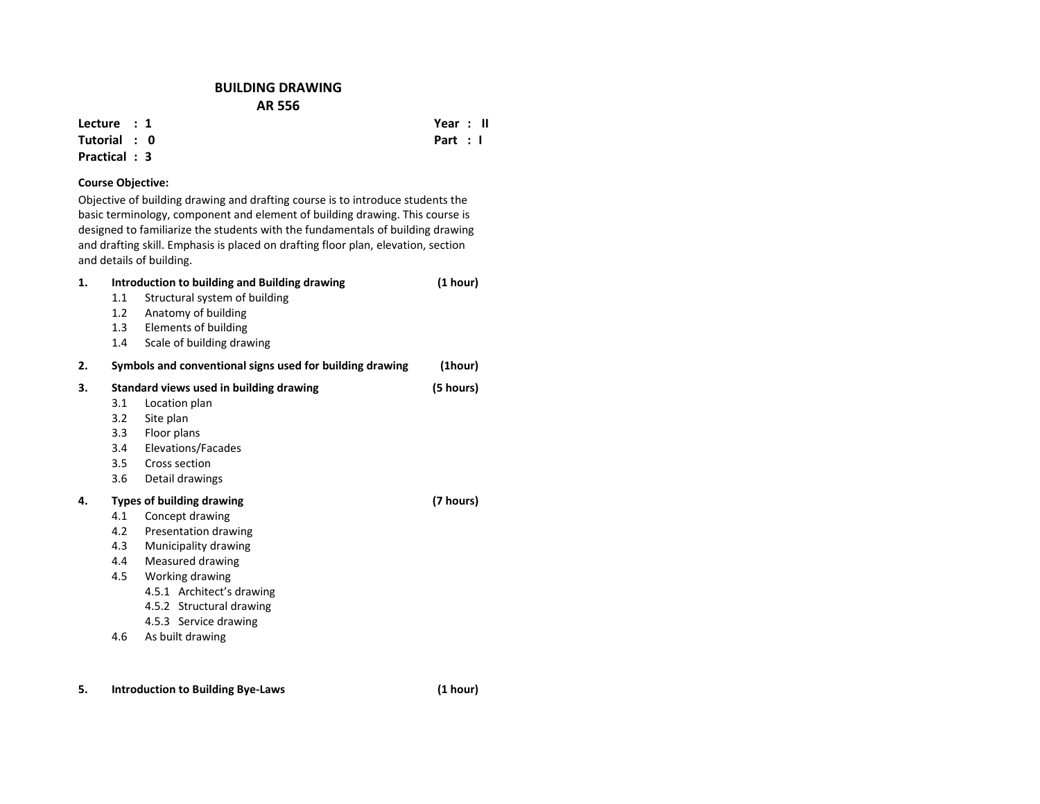# BUILDING DRAWING
## AR 556

**Lecture : 1** **Year : II**
**Tutorial : 0** **Part : I**
**Practical : 3**

**Course Objective:**

Objective of building drawing and drafting course is to introduce students the basic terminology, component and element of building drawing. This course is designed to familiarize the students with the fundamentals of building drawing and drafting skill. Emphasis is placed on drafting floor plan, elevation, section and details of building.

**1. Introduction to building and Building drawing** **(1 hour)**

- 1.1 Structural system of building
- 1.2 Anatomy of building
- 1.3 Elements of building
- 1.4 Scale of building drawing

**2. Symbols and conventional signs used for building drawing** **(1hour)**

**3. Standard views used in building drawing** **(5 hours)**

- 3.1 Location plan
- 3.2 Site plan
- 3.3 Floor plans
- 3.4 Elevations/Facades
- 3.5 Cross section
- 3.6 Detail drawings

**4. Types of building drawing** **(7 hours)**

- 4.1 Concept drawing
- 4.2 Presentation drawing
- 4.3 Municipality drawing
- 4.4 Measured drawing
- 4.5 Working drawing
  - 4.5.1 Architect's drawing
  - 4.5.2 Structural drawing
  - 4.5.3 Service drawing
- 4.6 As built drawing

**5. Introduction to Building Bye-Laws** **(1 hour)**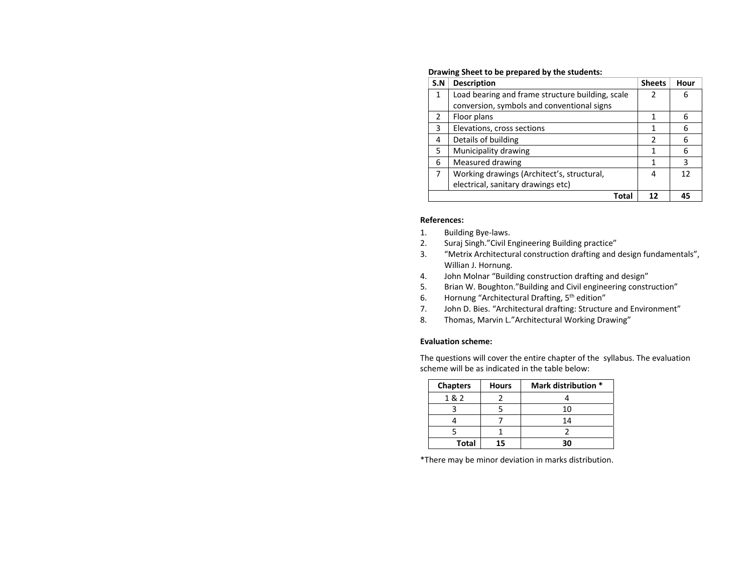**Drawing Sheet to be prepared by the students:**

| S.N | Description | Sheets | Hour |
|---|---|---|---|
| 1 | Load bearing and frame structure building, scale conversion, symbols and conventional signs | 2 | 6 |
| 2 | Floor plans | 1 | 6 |
| 3 | Elevations, cross sections | 1 | 6 |
| 4 | Details of building | 2 | 6 |
| 5 | Municipality drawing | 1 | 6 |
| 6 | Measured drawing | 1 | 3 |
| 7 | Working drawings (Architect's, structural, electrical, sanitary drawings etc) | 4 | 12 |
| | **Total** | **12** | **45** |

**References:**

1. Building Bye-laws.
2. Suraj Singh."Civil Engineering Building practice"
3. "Metrix Architectural construction drafting and design fundamentals", Willian J. Hornung.
4. John Molnar "Building construction drafting and design"
5. Brian W. Boughton."Building and Civil engineering construction"
6. Hornung "Architectural Drafting, 5th edition"
7. John D. Bies. "Architectural drafting: Structure and Environment"
8. Thomas, Marvin L."Architectural Working Drawing"

**Evaluation scheme:**

The questions will cover the entire chapter of the syllabus. The evaluation scheme will be as indicated in the table below:

| Chapters | Hours | Mark distribution * |
|---|---|---|
| 1 & 2 | 2 | 4 |
| 3 | 5 | 10 |
| 4 | 7 | 14 |
| 5 | 1 | 2 |
| **Total** | **15** | **30** |

*There may be minor deviation in marks distribution.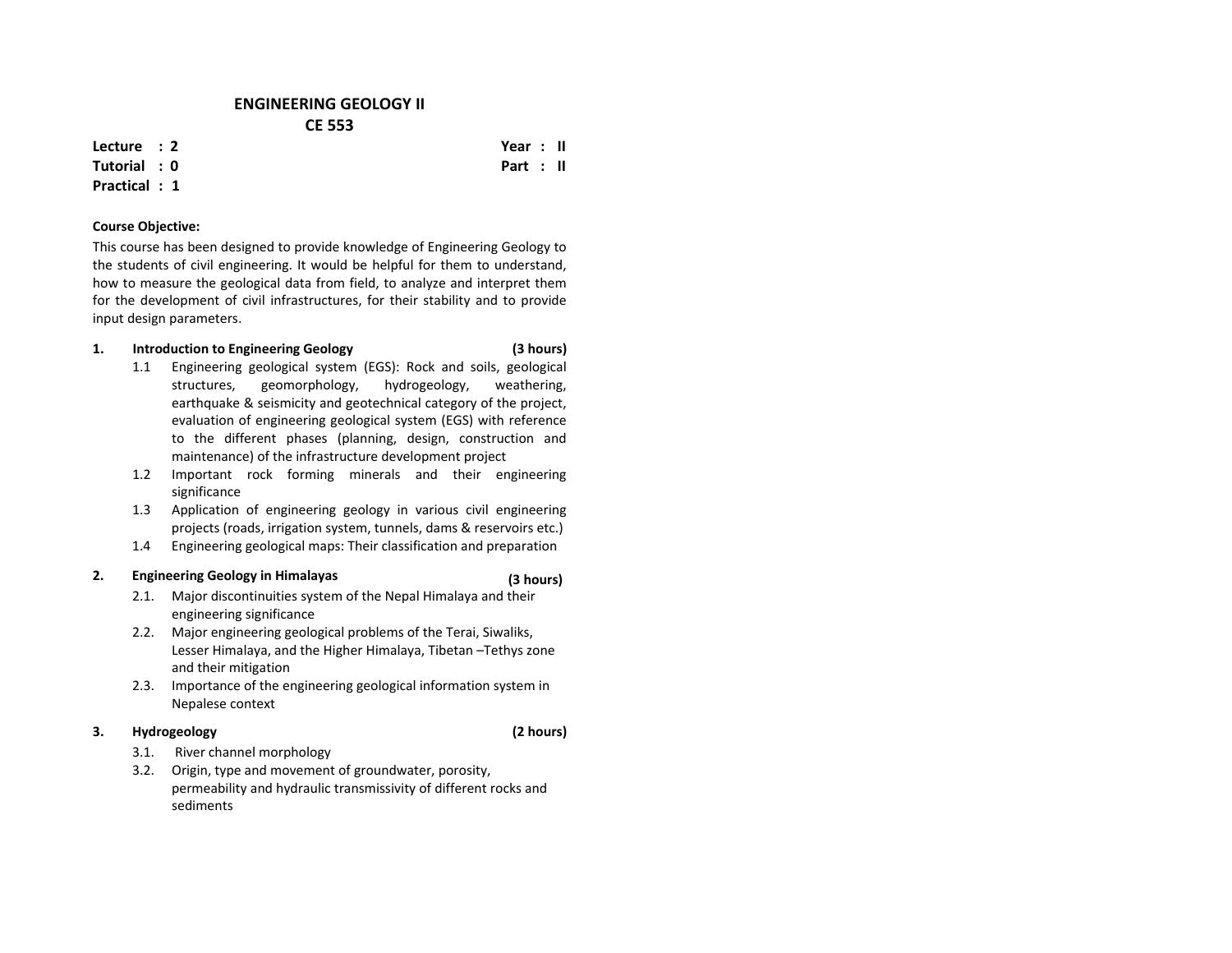# ENGINEERING GEOLOGY II
## CE 553

**Lecture : 2**
**Tutorial : 0**
**Practical : 1**

**Year : II**
**Part : II**

**Course Objective:**

This course has been designed to provide knowledge of Engineering Geology to the students of civil engineering. It would be helpful for them to understand, how to measure the geological data from field, to analyze and interpret them for the development of civil infrastructures, for their stability and to provide input design parameters.

**1. Introduction to Engineering Geology (3 hours)**

1.1 Engineering geological system (EGS): Rock and soils, geological structures, geomorphology, hydrogeology, weathering, earthquake & seismicity and geotechnical category of the project, evaluation of engineering geological system (EGS) with reference to the different phases (planning, design, construction and maintenance) of the infrastructure development project

1.2 Important rock forming minerals and their engineering significance

1.3 Application of engineering geology in various civil engineering projects (roads, irrigation system, tunnels, dams & reservoirs etc.)

1.4 Engineering geological maps: Their classification and preparation

**2. Engineering Geology in Himalayas (3 hours)**

2.1. Major discontinuities system of the Nepal Himalaya and their engineering significance

2.2. Major engineering geological problems of the Terai, Siwaliks, Lesser Himalaya, and the Higher Himalaya, Tibetan –Tethys zone and their mitigation

2.3. Importance of the engineering geological information system in Nepalese context

**3. Hydrogeology (2 hours)**

3.1. River channel morphology

3.2. Origin, type and movement of groundwater, porosity, permeability and hydraulic transmissivity of different rocks and sediments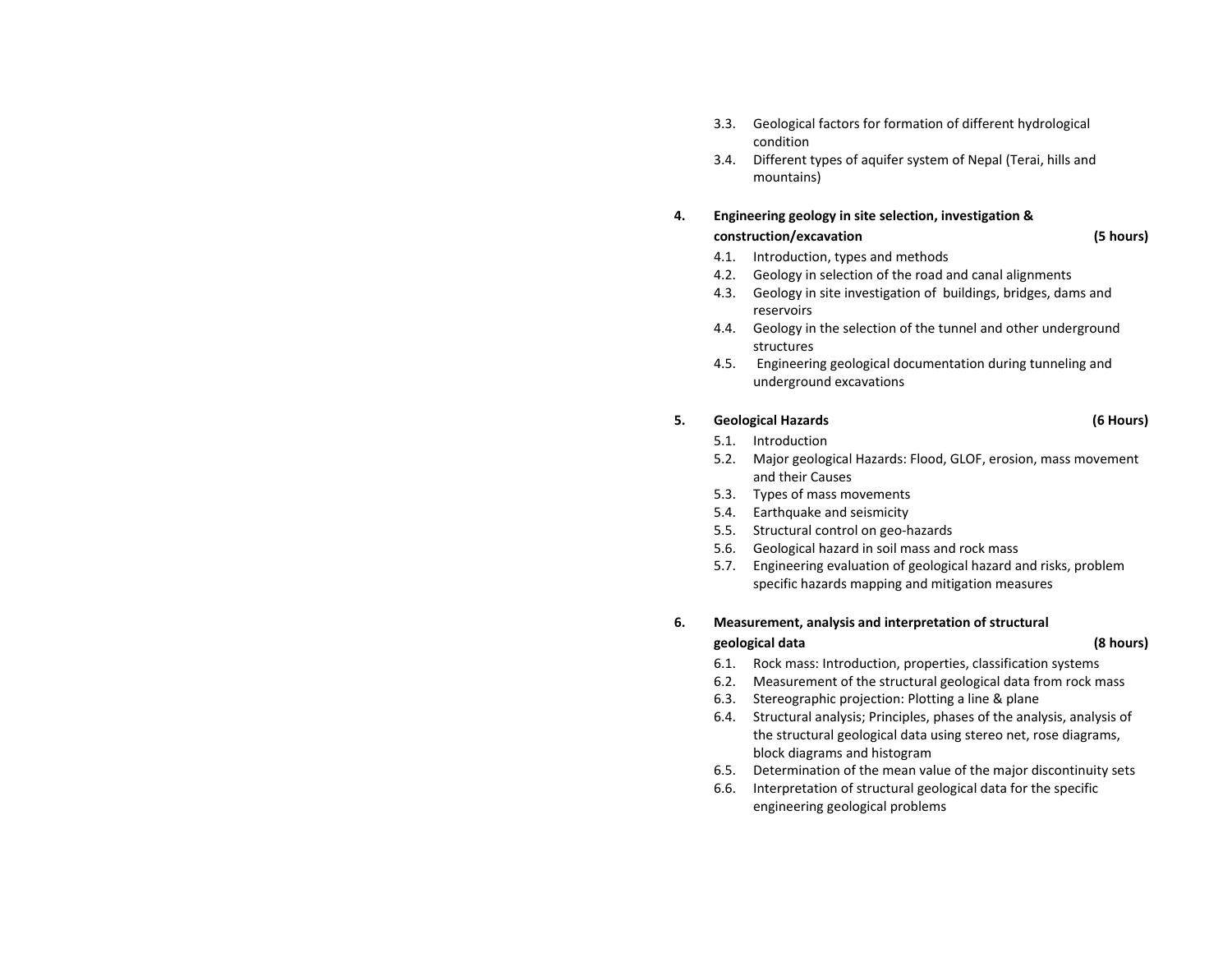3.3. Geological factors for formation of different hydrological condition
3.4. Different types of aquifer system of Nepal (Terai, hills and mountains)

**4. Engineering geology in site selection, investigation & construction/excavation (5 hours)**

4.1. Introduction, types and methods
4.2. Geology in selection of the road and canal alignments
4.3. Geology in site investigation of buildings, bridges, dams and reservoirs
4.4. Geology in the selection of the tunnel and other underground structures
4.5. Engineering geological documentation during tunneling and underground excavations

**5. Geological Hazards (6 Hours)**

5.1. Introduction
5.2. Major geological Hazards: Flood, GLOF, erosion, mass movement and their Causes
5.3. Types of mass movements
5.4. Earthquake and seismicity
5.5. Structural control on geo-hazards
5.6. Geological hazard in soil mass and rock mass
5.7. Engineering evaluation of geological hazard and risks, problem specific hazards mapping and mitigation measures

**6. Measurement, analysis and interpretation of structural geological data (8 hours)**

6.1. Rock mass: Introduction, properties, classification systems
6.2. Measurement of the structural geological data from rock mass
6.3. Stereographic projection: Plotting a line & plane
6.4. Structural analysis; Principles, phases of the analysis, analysis of the structural geological data using stereo net, rose diagrams, block diagrams and histogram
6.5. Determination of the mean value of the major discontinuity sets
6.6. Interpretation of structural geological data for the specific engineering geological problems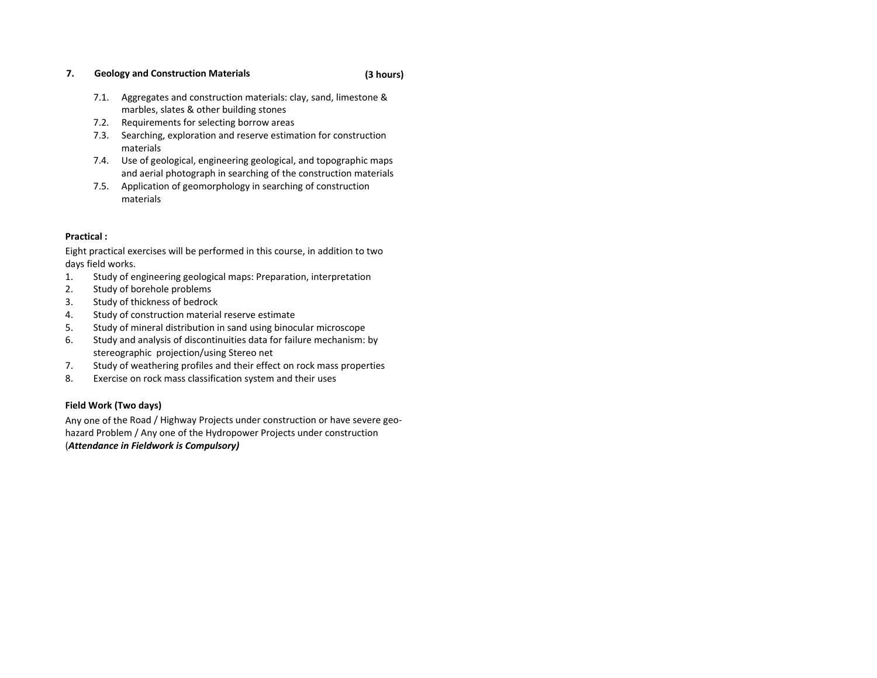### 7. Geology and Construction Materials (3 hours)

7.1. Aggregates and construction materials: clay, sand, limestone & marbles, slates & other building stones

7.2. Requirements for selecting borrow areas

7.3. Searching, exploration and reserve estimation for construction materials

7.4. Use of geological, engineering geological, and topographic maps and aerial photograph in searching of the construction materials

7.5. Application of geomorphology in searching of construction materials

**Practical :**

Eight practical exercises will be performed in this course, in addition to two days field works.

1. Study of engineering geological maps: Preparation, interpretation
2. Study of borehole problems
3. Study of thickness of bedrock
4. Study of construction material reserve estimate
5. Study of mineral distribution in sand using binocular microscope
6. Study and analysis of discontinuities data for failure mechanism: by stereographic projection/using Stereo net
7. Study of weathering profiles and their effect on rock mass properties
8. Exercise on rock mass classification system and their uses

**Field Work (Two days)**

Any one of the Road / Highway Projects under construction or have severe geo-hazard Problem / Any one of the Hydropower Projects under construction (***Attendance in Fieldwork is Compulsory)***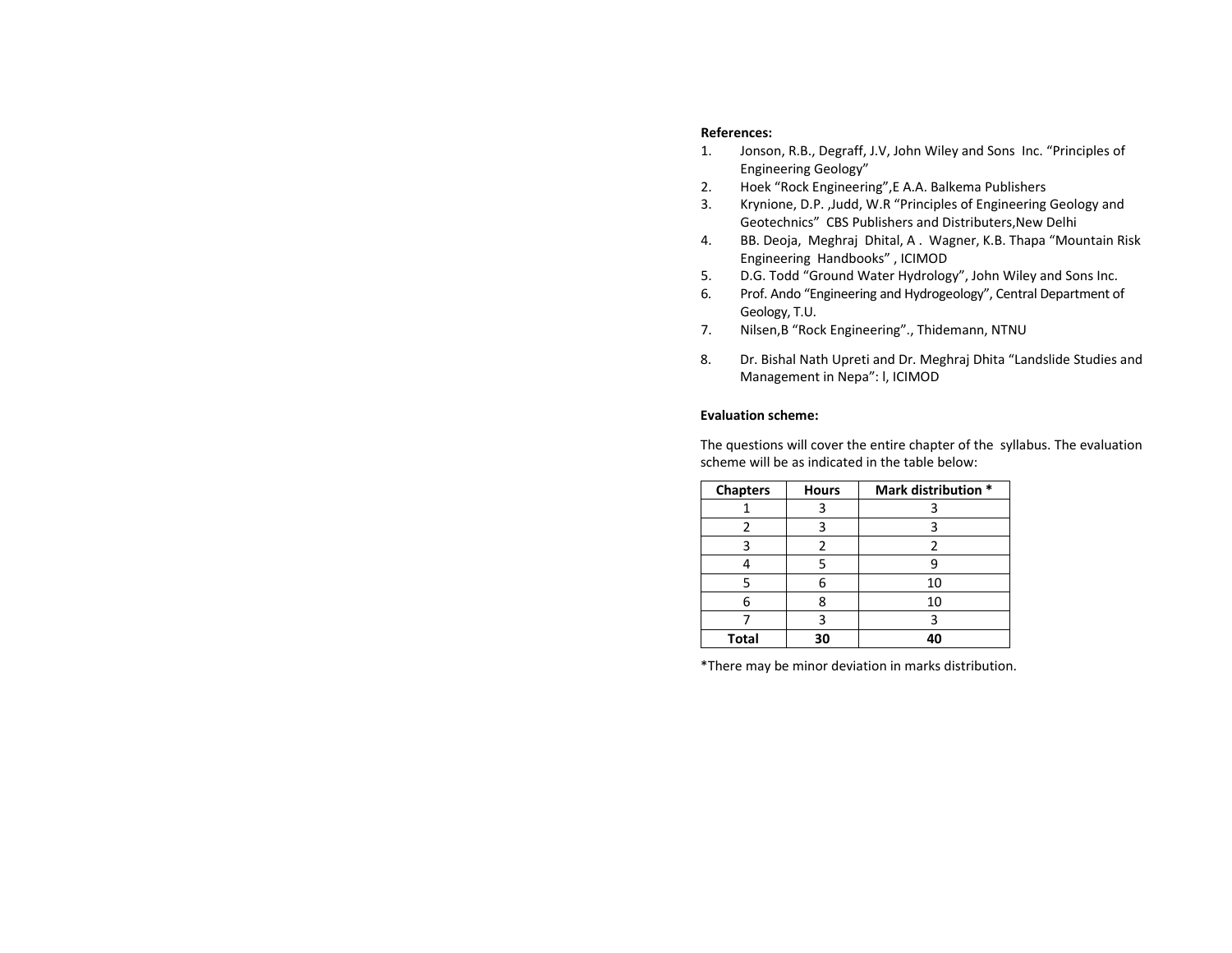**References:**

1. Jonson, R.B., Degraff, J.V, John Wiley and Sons Inc. "Principles of Engineering Geology"
2. Hoek "Rock Engineering",E A.A. Balkema Publishers
3. Krynione, D.P. ,Judd, W.R "Principles of Engineering Geology and Geotechnics" CBS Publishers and Distributers,New Delhi
4. BB. Deoja, Meghraj Dhital, A . Wagner, K.B. Thapa "Mountain Risk Engineering Handbooks" , ICIMOD
5. D.G. Todd "Ground Water Hydrology", John Wiley and Sons Inc.
6. Prof. Ando "Engineering and Hydrogeology", Central Department of Geology, T.U.
7. Nilsen,B "Rock Engineering"., Thidemann, NTNU
8. Dr. Bishal Nath Upreti and Dr. Meghraj Dhita "Landslide Studies and Management in Nepa": l, ICIMOD

**Evaluation scheme:**

The questions will cover the entire chapter of the syllabus. The evaluation scheme will be as indicated in the table below:

| Chapters | Hours | Mark distribution * |
|---|---|---|
| 1 | 3 | 3 |
| 2 | 3 | 3 |
| 3 | 2 | 2 |
| 4 | 5 | 9 |
| 5 | 6 | 10 |
| 6 | 8 | 10 |
| 7 | 3 | 3 |
| **Total** | **30** | **40** |

*There may be minor deviation in marks distribution.